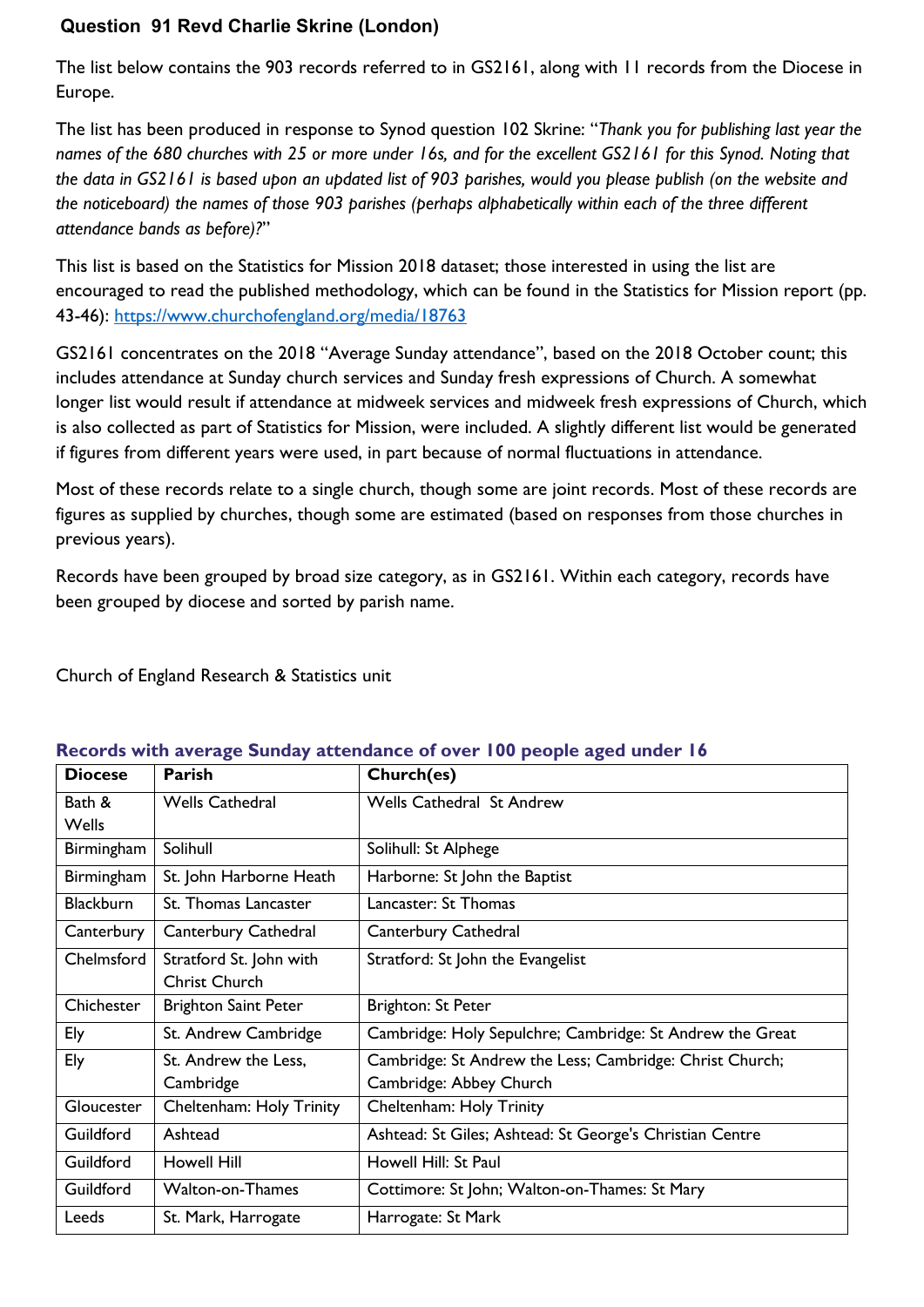## Question 91 Revd Charlie Skrine (London)

The list below contains the 903 records referred to in GS2161, along with 11 records from the Diocese in Europe.

The list has been produced in response to Synod question 102 Skrine: "*Thank you for publishing last year the names of the 680 churches with 25 or more under 16s, and for the excellent GS2161 for this Synod. Noting that the data in GS2161 is based upon an updated list of 903 parishes, would you please publish (on the website and the noticeboard) the names of those 903 parishes (perhaps alphabetically within each of the three different attendance bands as before)?*"

This list is based on the Statistics for Mission 2018 dataset; those interested in using the list are encouraged to read the published methodology, which can be found in the Statistics for Mission report (pp. 43-46): https://www.churchofengland.org/media/18763

GS2161 concentrates on the 2018 "Average Sunday attendance", based on the 2018 October count; this includes attendance at Sunday church services and Sunday fresh expressions of Church. A somewhat longer list would result if attendance at midweek services and midweek fresh expressions of Church, which is also collected as part of Statistics for Mission, were included. A slightly different list would be generated if figures from different years were used, in part because of normal fluctuations in attendance.

Most of these records relate to a single church, though some are joint records. Most of these records are figures as supplied by churches, though some are estimated (based on responses from those churches in previous years).

Records have been grouped by broad size category, as in GS2161. Within each category, records have been grouped by diocese and sorted by parish name.

Church of England Research & Statistics unit

### Records with average Sunday attendance of over 100 people aged under 16

| Diocese | Parish | Church(es) |
|---|---|---|
| Bath & Wells | Wells Cathedral | Wells Cathedral St Andrew |
| Birmingham | Solihull | Solihull: St Alphege |
| Birmingham | St. John Harborne Heath | Harborne: St John the Baptist |
| Blackburn | St. Thomas Lancaster | Lancaster: St Thomas |
| Canterbury | Canterbury Cathedral | Canterbury Cathedral |
| Chelmsford | Stratford St. John with Christ Church | Stratford: St John the Evangelist |
| Chichester | Brighton Saint Peter | Brighton: St Peter |
| Ely | St. Andrew Cambridge | Cambridge: Holy Sepulchre; Cambridge: St Andrew the Great |
| Ely | St. Andrew the Less, Cambridge | Cambridge: St Andrew the Less; Cambridge: Christ Church; Cambridge: Abbey Church |
| Gloucester | Cheltenham: Holy Trinity | Cheltenham: Holy Trinity |
| Guildford | Ashtead | Ashtead: St Giles; Ashtead: St George's Christian Centre |
| Guildford | Howell Hill | Howell Hill: St Paul |
| Guildford | Walton-on-Thames | Cottimore: St John; Walton-on-Thames: St Mary |
| Leeds | St. Mark, Harrogate | Harrogate: St Mark |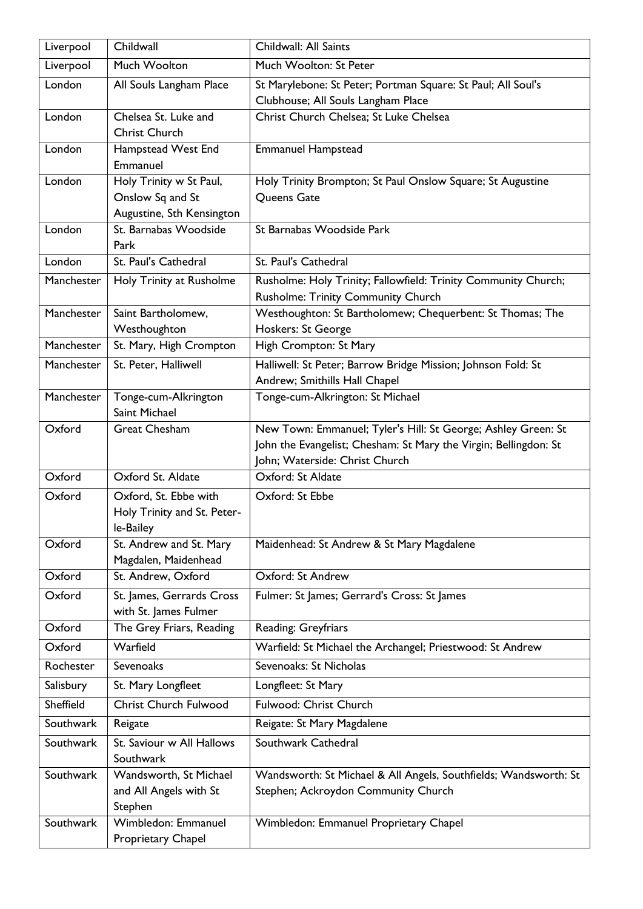| Liverpool | Childwall | Childwall: All Saints |
|---|---|---|
| Liverpool | Much Woolton | Much Woolton: St Peter |
| London | All Souls Langham Place | St Marylebone: St Peter; Portman Square: St Paul; All Soul's Clubhouse; All Souls Langham Place |
| London | Chelsea St. Luke and Christ Church | Christ Church Chelsea; St Luke Chelsea |
| London | Hampstead West End Emmanuel | Emmanuel Hampstead |
| London | Holy Trinity w St Paul, Onslow Sq and St Augustine, Sth Kensington | Holy Trinity Brompton; St Paul Onslow Square; St Augustine Queens Gate |
| London | St. Barnabas Woodside Park | St Barnabas Woodside Park |
| London | St. Paul's Cathedral | St. Paul's Cathedral |
| Manchester | Holy Trinity at Rusholme | Rusholme: Holy Trinity; Fallowfield: Trinity Community Church; Rusholme: Trinity Community Church |
| Manchester | Saint Bartholomew, Westhoughton | Westhoughton: St Bartholomew; Chequerbent: St Thomas; The Hoskers: St George |
| Manchester | St. Mary, High Crompton | High Crompton: St Mary |
| Manchester | St. Peter, Halliwell | Halliwell: St Peter; Barrow Bridge Mission; Johnson Fold: St Andrew; Smithills Hall Chapel |
| Manchester | Tonge-cum-Alkrington Saint Michael | Tonge-cum-Alkrington: St Michael |
| Oxford | Great Chesham | New Town: Emmanuel; Tyler's Hill: St George; Ashley Green: St John the Evangelist; Chesham: St Mary the Virgin; Bellingdon: St John; Waterside: Christ Church |
| Oxford | Oxford St. Aldate | Oxford: St Aldate |
| Oxford | Oxford, St. Ebbe with Holy Trinity and St. Peter-le-Bailey | Oxford: St Ebbe |
| Oxford | St. Andrew and St. Mary Magdalen, Maidenhead | Maidenhead: St Andrew & St Mary Magdalene |
| Oxford | St. Andrew, Oxford | Oxford: St Andrew |
| Oxford | St. James, Gerrards Cross with St. James Fulmer | Fulmer: St James; Gerrard's Cross: St James |
| Oxford | The Grey Friars, Reading | Reading: Greyfriars |
| Oxford | Warfield | Warfield: St Michael the Archangel; Priestwood: St Andrew |
| Rochester | Sevenoaks | Sevenoaks: St Nicholas |
| Salisbury | St. Mary Longfleet | Longfleet: St Mary |
| Sheffield | Christ Church Fulwood | Fulwood: Christ Church |
| Southwark | Reigate | Reigate: St Mary Magdalene |
| Southwark | St. Saviour w All Hallows Southwark | Southwark Cathedral |
| Southwark | Wandsworth, St Michael and All Angels with St Stephen | Wandsworth: St Michael & All Angels, Southfields; Wandsworth: St Stephen; Ackroydon Community Church |
| Southwark | Wimbledon: Emmanuel Proprietary Chapel | Wimbledon: Emmanuel Proprietary Chapel |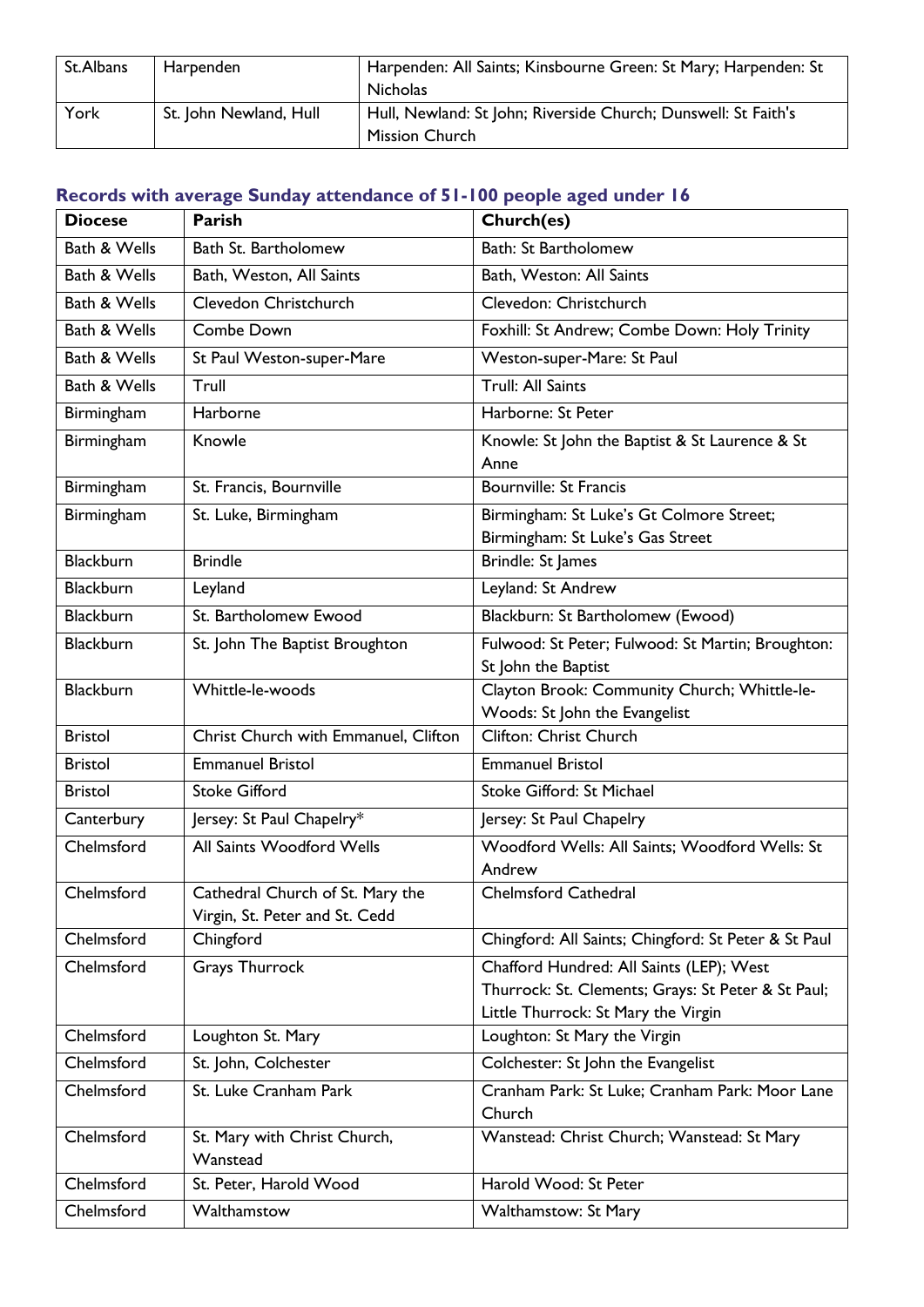| St.Albans | Harpenden | Harpenden: All Saints; Kinsbourne Green: St Mary; Harpenden: St Nicholas |
|---|---|---|
| York | St. John Newland, Hull | Hull, Newland: St John; Riverside Church; Dunswell: St Faith's Mission Church |

## Records with average Sunday attendance of 51-100 people aged under 16

| Diocese | Parish | Church(es) |
|---|---|---|
| Bath & Wells | Bath St. Bartholomew | Bath: St Bartholomew |
| Bath & Wells | Bath, Weston, All Saints | Bath, Weston: All Saints |
| Bath & Wells | Clevedon Christchurch | Clevedon: Christchurch |
| Bath & Wells | Combe Down | Foxhill: St Andrew; Combe Down: Holy Trinity |
| Bath & Wells | St Paul Weston-super-Mare | Weston-super-Mare: St Paul |
| Bath & Wells | Trull | Trull: All Saints |
| Birmingham | Harborne | Harborne: St Peter |
| Birmingham | Knowle | Knowle: St John the Baptist & St Laurence & St Anne |
| Birmingham | St. Francis, Bournville | Bournville: St Francis |
| Birmingham | St. Luke, Birmingham | Birmingham: St Luke's Gt Colmore Street; Birmingham: St Luke's Gas Street |
| Blackburn | Brindle | Brindle: St James |
| Blackburn | Leyland | Leyland: St Andrew |
| Blackburn | St. Bartholomew Ewood | Blackburn: St Bartholomew (Ewood) |
| Blackburn | St. John The Baptist Broughton | Fulwood: St Peter; Fulwood: St Martin; Broughton: St John the Baptist |
| Blackburn | Whittle-le-woods | Clayton Brook: Community Church; Whittle-le-Woods: St John the Evangelist |
| Bristol | Christ Church with Emmanuel, Clifton | Clifton: Christ Church |
| Bristol | Emmanuel Bristol | Emmanuel Bristol |
| Bristol | Stoke Gifford | Stoke Gifford: St Michael |
| Canterbury | Jersey: St Paul Chapelry* | Jersey: St Paul Chapelry |
| Chelmsford | All Saints Woodford Wells | Woodford Wells: All Saints; Woodford Wells: St Andrew |
| Chelmsford | Cathedral Church of St. Mary the Virgin, St. Peter and St. Cedd | Chelmsford Cathedral |
| Chelmsford | Chingford | Chingford: All Saints; Chingford: St Peter & St Paul |
| Chelmsford | Grays Thurrock | Chafford Hundred: All Saints (LEP); West Thurrock: St. Clements; Grays: St Peter & St Paul; Little Thurrock: St Mary the Virgin |
| Chelmsford | Loughton St. Mary | Loughton: St Mary the Virgin |
| Chelmsford | St. John, Colchester | Colchester: St John the Evangelist |
| Chelmsford | St. Luke Cranham Park | Cranham Park: St Luke; Cranham Park: Moor Lane Church |
| Chelmsford | St. Mary with Christ Church, Wanstead | Wanstead: Christ Church; Wanstead: St Mary |
| Chelmsford | St. Peter, Harold Wood | Harold Wood: St Peter |
| Chelmsford | Walthamstow | Walthamstow: St Mary |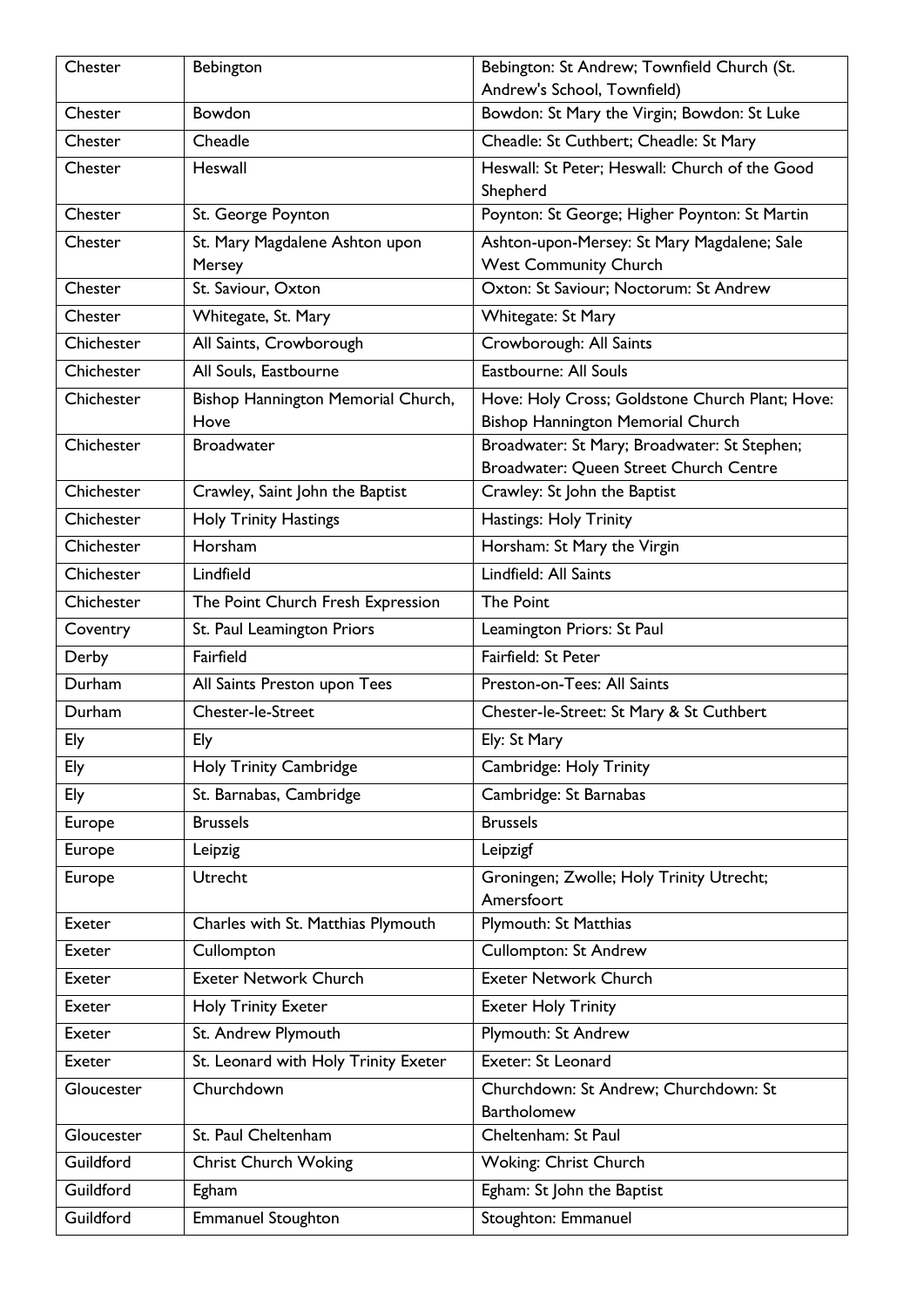| Chester | Bebington | Bebington: St Andrew; Townfield Church (St. Andrew's School, Townfield) |
|---|---|---|
| Chester | Bowdon | Bowdon: St Mary the Virgin; Bowdon: St Luke |
| Chester | Cheadle | Cheadle: St Cuthbert; Cheadle: St Mary |
| Chester | Heswall | Heswall: St Peter; Heswall: Church of the Good Shepherd |
| Chester | St. George Poynton | Poynton: St George; Higher Poynton: St Martin |
| Chester | St. Mary Magdalene Ashton upon Mersey | Ashton-upon-Mersey: St Mary Magdalene; Sale West Community Church |
| Chester | St. Saviour, Oxton | Oxton: St Saviour; Noctorum: St Andrew |
| Chester | Whitegate, St. Mary | Whitegate: St Mary |
| Chichester | All Saints, Crowborough | Crowborough: All Saints |
| Chichester | All Souls, Eastbourne | Eastbourne: All Souls |
| Chichester | Bishop Hannington Memorial Church, Hove | Hove: Holy Cross; Goldstone Church Plant; Hove: Bishop Hannington Memorial Church |
| Chichester | Broadwater | Broadwater: St Mary; Broadwater: St Stephen; Broadwater: Queen Street Church Centre |
| Chichester | Crawley, Saint John the Baptist | Crawley: St John the Baptist |
| Chichester | Holy Trinity Hastings | Hastings: Holy Trinity |
| Chichester | Horsham | Horsham: St Mary the Virgin |
| Chichester | Lindfield | Lindfield: All Saints |
| Chichester | The Point Church Fresh Expression | The Point |
| Coventry | St. Paul Leamington Priors | Leamington Priors: St Paul |
| Derby | Fairfield | Fairfield: St Peter |
| Durham | All Saints Preston upon Tees | Preston-on-Tees: All Saints |
| Durham | Chester-le-Street | Chester-le-Street: St Mary & St Cuthbert |
| Ely | Ely | Ely: St Mary |
| Ely | Holy Trinity Cambridge | Cambridge: Holy Trinity |
| Ely | St. Barnabas, Cambridge | Cambridge: St Barnabas |
| Europe | Brussels | Brussels |
| Europe | Leipzig | Leipzigf |
| Europe | Utrecht | Groningen; Zwolle; Holy Trinity Utrecht; Amersfoort |
| Exeter | Charles with St. Matthias Plymouth | Plymouth: St Matthias |
| Exeter | Cullompton | Cullompton: St Andrew |
| Exeter | Exeter Network Church | Exeter Network Church |
| Exeter | Holy Trinity Exeter | Exeter Holy Trinity |
| Exeter | St. Andrew Plymouth | Plymouth: St Andrew |
| Exeter | St. Leonard with Holy Trinity Exeter | Exeter: St Leonard |
| Gloucester | Churchdown | Churchdown: St Andrew; Churchdown: St Bartholomew |
| Gloucester | St. Paul Cheltenham | Cheltenham: St Paul |
| Guildford | Christ Church Woking | Woking: Christ Church |
| Guildford | Egham | Egham: St John the Baptist |
| Guildford | Emmanuel Stoughton | Stoughton: Emmanuel |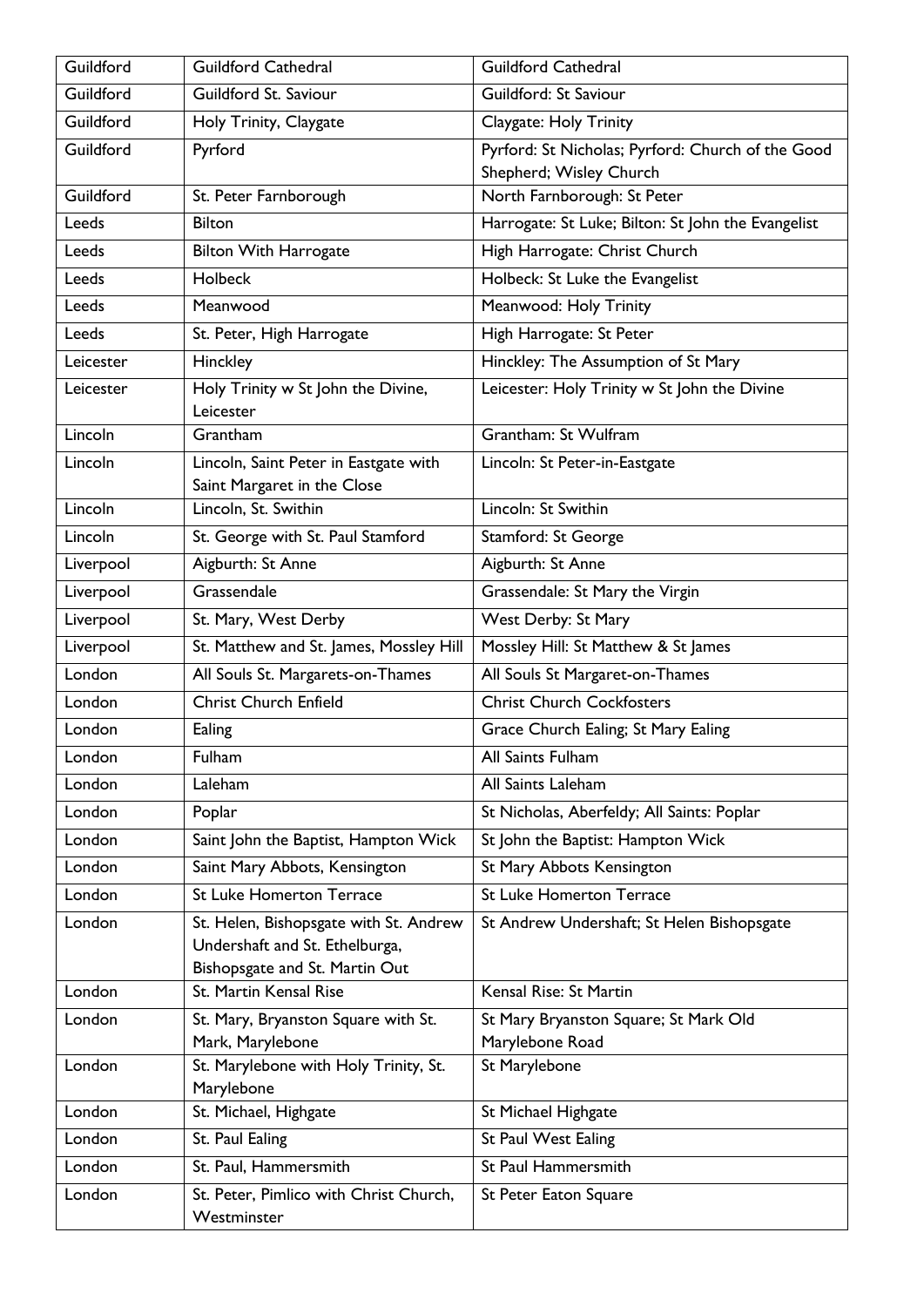| Guildford | Guildford Cathedral | Guildford Cathedral |
|---|---|---|
| Guildford | Guildford St. Saviour | Guildford: St Saviour |
| Guildford | Holy Trinity, Claygate | Claygate: Holy Trinity |
| Guildford | Pyrford | Pyrford: St Nicholas; Pyrford: Church of the Good Shepherd; Wisley Church |
| Guildford | St. Peter Farnborough | North Farnborough: St Peter |
| Leeds | Bilton | Harrogate: St Luke; Bilton: St John the Evangelist |
| Leeds | Bilton With Harrogate | High Harrogate: Christ Church |
| Leeds | Holbeck | Holbeck: St Luke the Evangelist |
| Leeds | Meanwood | Meanwood: Holy Trinity |
| Leeds | St. Peter, High Harrogate | High Harrogate: St Peter |
| Leicester | Hinckley | Hinckley: The Assumption of St Mary |
| Leicester | Holy Trinity w St John the Divine, Leicester | Leicester: Holy Trinity w St John the Divine |
| Lincoln | Grantham | Grantham: St Wulfram |
| Lincoln | Lincoln, Saint Peter in Eastgate with Saint Margaret in the Close | Lincoln: St Peter-in-Eastgate |
| Lincoln | Lincoln, St. Swithin | Lincoln: St Swithin |
| Lincoln | St. George with St. Paul Stamford | Stamford: St George |
| Liverpool | Aigburth: St Anne | Aigburth: St Anne |
| Liverpool | Grassendale | Grassendale: St Mary the Virgin |
| Liverpool | St. Mary, West Derby | West Derby: St Mary |
| Liverpool | St. Matthew and St. James, Mossley Hill | Mossley Hill: St Matthew & St James |
| London | All Souls St. Margarets-on-Thames | All Souls St Margaret-on-Thames |
| London | Christ Church Enfield | Christ Church Cockfosters |
| London | Ealing | Grace Church Ealing; St Mary Ealing |
| London | Fulham | All Saints Fulham |
| London | Laleham | All Saints Laleham |
| London | Poplar | St Nicholas, Aberfeldy; All Saints: Poplar |
| London | Saint John the Baptist, Hampton Wick | St John the Baptist: Hampton Wick |
| London | Saint Mary Abbots, Kensington | St Mary Abbots Kensington |
| London | St Luke Homerton Terrace | St Luke Homerton Terrace |
| London | St. Helen, Bishopsgate with St. Andrew Undershaft and St. Ethelburga, Bishopsgate and St. Martin Out | St Andrew Undershaft; St Helen Bishopsgate |
| London | St. Martin Kensal Rise | Kensal Rise: St Martin |
| London | St. Mary, Bryanston Square with St. Mark, Marylebone | St Mary Bryanston Square; St Mark Old Marylebone Road |
| London | St. Marylebone with Holy Trinity, St. Marylebone | St Marylebone |
| London | St. Michael, Highgate | St Michael Highgate |
| London | St. Paul Ealing | St Paul West Ealing |
| London | St. Paul, Hammersmith | St Paul Hammersmith |
| London | St. Peter, Pimlico with Christ Church, Westminster | St Peter Eaton Square |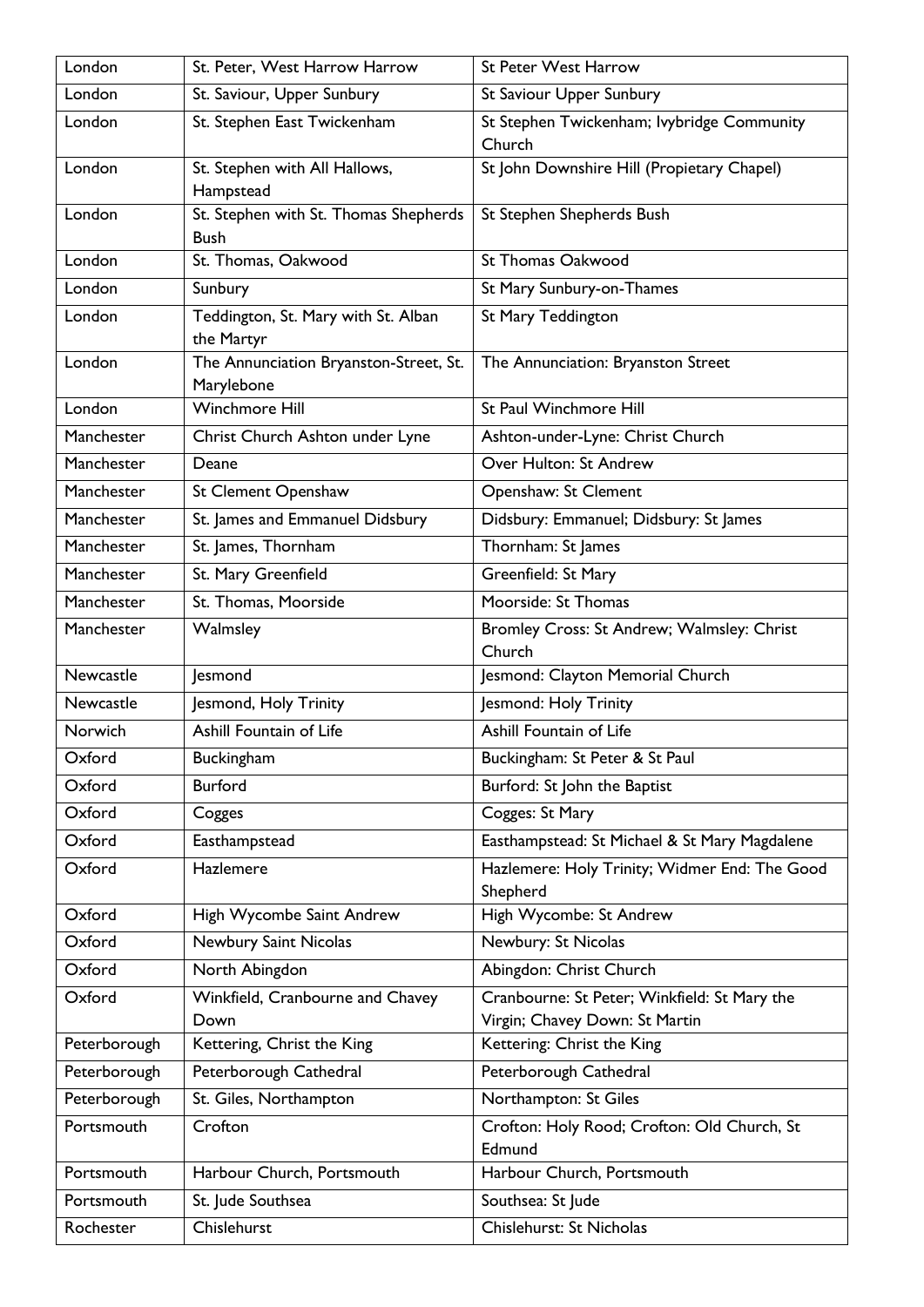| London | St. Peter, West Harrow Harrow | St Peter West Harrow |
|---|---|---|
| London | St. Saviour, Upper Sunbury | St Saviour Upper Sunbury |
| London | St. Stephen East Twickenham | St Stephen Twickenham; Ivybridge Community Church |
| London | St. Stephen with All Hallows, Hampstead | St John Downshire Hill (Propietary Chapel) |
| London | St. Stephen with St. Thomas Shepherds Bush | St Stephen Shepherds Bush |
| London | St. Thomas, Oakwood | St Thomas Oakwood |
| London | Sunbury | St Mary Sunbury-on-Thames |
| London | Teddington, St. Mary with St. Alban the Martyr | St Mary Teddington |
| London | The Annunciation Bryanston-Street, St. Marylebone | The Annunciation: Bryanston Street |
| London | Winchmore Hill | St Paul Winchmore Hill |
| Manchester | Christ Church Ashton under Lyne | Ashton-under-Lyne: Christ Church |
| Manchester | Deane | Over Hulton: St Andrew |
| Manchester | St Clement Openshaw | Openshaw: St Clement |
| Manchester | St. James and Emmanuel Didsbury | Didsbury: Emmanuel; Didsbury: St James |
| Manchester | St. James, Thornham | Thornham: St James |
| Manchester | St. Mary Greenfield | Greenfield: St Mary |
| Manchester | St. Thomas, Moorside | Moorside: St Thomas |
| Manchester | Walmsley | Bromley Cross: St Andrew; Walmsley: Christ Church |
| Newcastle | Jesmond | Jesmond: Clayton Memorial Church |
| Newcastle | Jesmond, Holy Trinity | Jesmond: Holy Trinity |
| Norwich | Ashill Fountain of Life | Ashill Fountain of Life |
| Oxford | Buckingham | Buckingham: St Peter & St Paul |
| Oxford | Burford | Burford: St John the Baptist |
| Oxford | Cogges | Cogges: St Mary |
| Oxford | Easthampstead | Easthampstead: St Michael & St Mary Magdalene |
| Oxford | Hazlemere | Hazlemere: Holy Trinity; Widmer End: The Good Shepherd |
| Oxford | High Wycombe Saint Andrew | High Wycombe: St Andrew |
| Oxford | Newbury Saint Nicolas | Newbury: St Nicolas |
| Oxford | North Abingdon | Abingdon: Christ Church |
| Oxford | Winkfield, Cranbourne and Chavey Down | Cranbourne: St Peter; Winkfield: St Mary the Virgin; Chavey Down: St Martin |
| Peterborough | Kettering, Christ the King | Kettering: Christ the King |
| Peterborough | Peterborough Cathedral | Peterborough Cathedral |
| Peterborough | St. Giles, Northampton | Northampton: St Giles |
| Portsmouth | Crofton | Crofton: Holy Rood; Crofton: Old Church, St Edmund |
| Portsmouth | Harbour Church, Portsmouth | Harbour Church, Portsmouth |
| Portsmouth | St. Jude Southsea | Southsea: St Jude |
| Rochester | Chislehurst | Chislehurst: St Nicholas |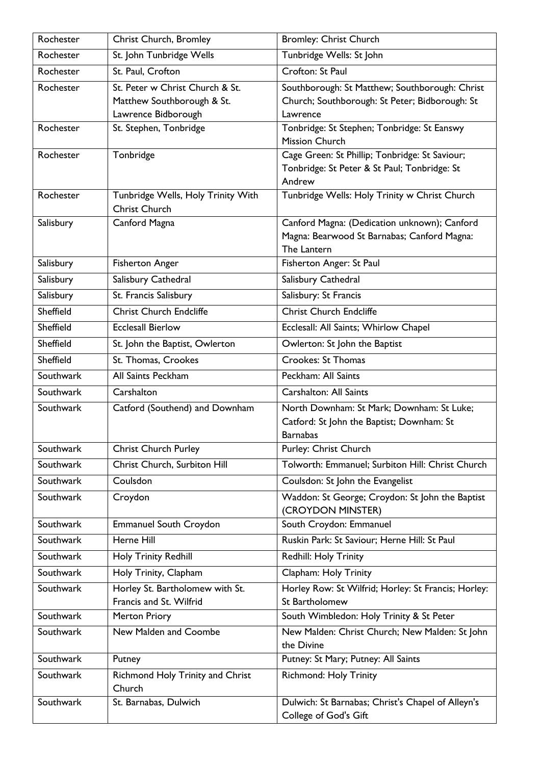| Rochester | Christ Church, Bromley | Bromley: Christ Church |
|---|---|---|
| Rochester | St. John Tunbridge Wells | Tunbridge Wells: St John |
| Rochester | St. Paul, Crofton | Crofton: St Paul |
| Rochester | St. Peter w Christ Church & St. Matthew Southborough & St. Lawrence Bidborough | Southborough: St Matthew; Southborough: Christ Church; Southborough: St Peter; Bidborough: St Lawrence |
| Rochester | St. Stephen, Tonbridge | Tonbridge: St Stephen; Tonbridge: St Eanswy Mission Church |
| Rochester | Tonbridge | Cage Green: St Phillip; Tonbridge: St Saviour; Tonbridge: St Peter & St Paul; Tonbridge: St Andrew |
| Rochester | Tunbridge Wells, Holy Trinity With Christ Church | Tunbridge Wells: Holy Trinity w Christ Church |
| Salisbury | Canford Magna | Canford Magna: (Dedication unknown); Canford Magna: Bearwood St Barnabas; Canford Magna: The Lantern |
| Salisbury | Fisherton Anger | Fisherton Anger: St Paul |
| Salisbury | Salisbury Cathedral | Salisbury Cathedral |
| Salisbury | St. Francis Salisbury | Salisbury: St Francis |
| Sheffield | Christ Church Endcliffe | Christ Church Endcliffe |
| Sheffield | Ecclesall Bierlow | Ecclesall: All Saints; Whirlow Chapel |
| Sheffield | St. John the Baptist, Owlerton | Owlerton: St John the Baptist |
| Sheffield | St. Thomas, Crookes | Crookes: St Thomas |
| Southwark | All Saints Peckham | Peckham: All Saints |
| Southwark | Carshalton | Carshalton: All Saints |
| Southwark | Catford (Southend) and Downham | North Downham: St Mark; Downham: St Luke; Catford: St John the Baptist; Downham: St Barnabas |
| Southwark | Christ Church Purley | Purley: Christ Church |
| Southwark | Christ Church, Surbiton Hill | Tolworth: Emmanuel; Surbiton Hill: Christ Church |
| Southwark | Coulsdon | Coulsdon: St John the Evangelist |
| Southwark | Croydon | Waddon: St George; Croydon: St John the Baptist (CROYDON MINSTER) |
| Southwark | Emmanuel South Croydon | South Croydon: Emmanuel |
| Southwark | Herne Hill | Ruskin Park: St Saviour; Herne Hill: St Paul |
| Southwark | Holy Trinity Redhill | Redhill: Holy Trinity |
| Southwark | Holy Trinity, Clapham | Clapham: Holy Trinity |
| Southwark | Horley St. Bartholomew with St. Francis and St. Wilfrid | Horley Row: St Wilfrid; Horley: St Francis; Horley: St Bartholomew |
| Southwark | Merton Priory | South Wimbledon: Holy Trinity & St Peter |
| Southwark | New Malden and Coombe | New Malden: Christ Church; New Malden: St John the Divine |
| Southwark | Putney | Putney: St Mary; Putney: All Saints |
| Southwark | Richmond Holy Trinity and Christ Church | Richmond: Holy Trinity |
| Southwark | St. Barnabas, Dulwich | Dulwich: St Barnabas; Christ's Chapel of Alleyn's College of God's Gift |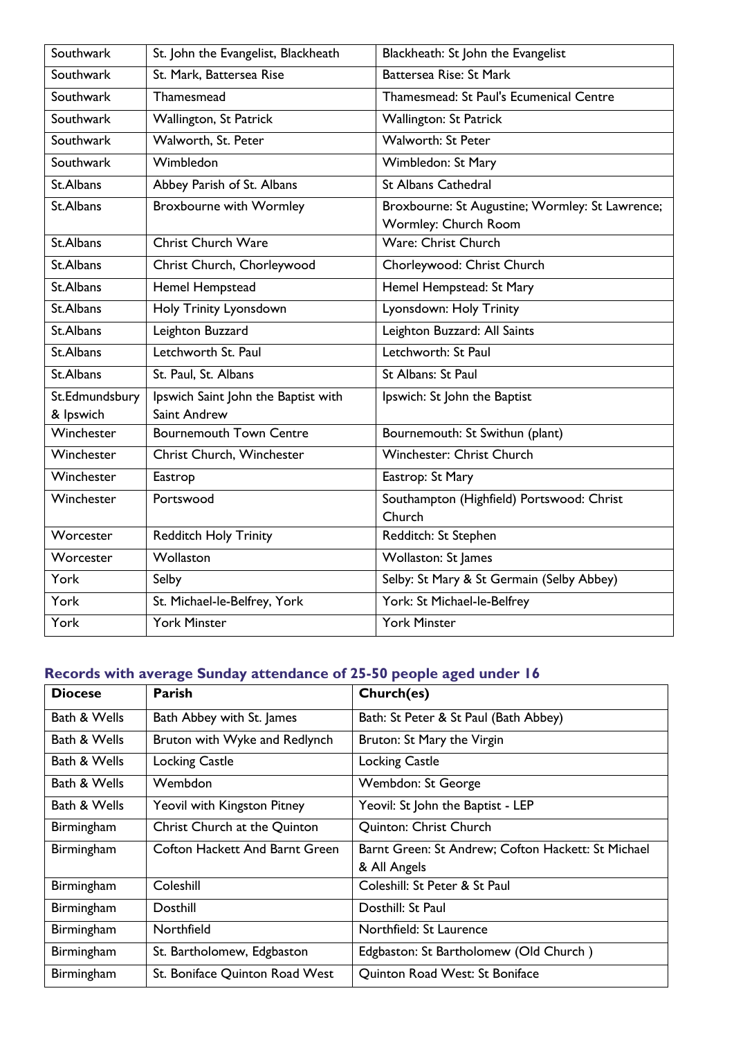| | | |
|---|---|---|
| Southwark | St. John the Evangelist, Blackheath | Blackheath: St John the Evangelist |
| Southwark | St. Mark, Battersea Rise | Battersea Rise: St Mark |
| Southwark | Thamesmead | Thamesmead: St Paul's Ecumenical Centre |
| Southwark | Wallington, St Patrick | Wallington: St Patrick |
| Southwark | Walworth, St. Peter | Walworth: St Peter |
| Southwark | Wimbledon | Wimbledon: St Mary |
| St.Albans | Abbey Parish of St. Albans | St Albans Cathedral |
| St.Albans | Broxbourne with Wormley | Broxbourne: St Augustine; Wormley: St Lawrence; Wormley: Church Room |
| St.Albans | Christ Church Ware | Ware: Christ Church |
| St.Albans | Christ Church, Chorleywood | Chorleywood: Christ Church |
| St.Albans | Hemel Hempstead | Hemel Hempstead: St Mary |
| St.Albans | Holy Trinity Lyonsdown | Lyonsdown: Holy Trinity |
| St.Albans | Leighton Buzzard | Leighton Buzzard: All Saints |
| St.Albans | Letchworth St. Paul | Letchworth: St Paul |
| St.Albans | St. Paul, St. Albans | St Albans: St Paul |
| St.Edmundsbury & Ipswich | Ipswich Saint John the Baptist with Saint Andrew | Ipswich: St John the Baptist |
| Winchester | Bournemouth Town Centre | Bournemouth: St Swithun (plant) |
| Winchester | Christ Church, Winchester | Winchester: Christ Church |
| Winchester | Eastrop | Eastrop: St Mary |
| Winchester | Portswood | Southampton (Highfield) Portswood: Christ Church |
| Worcester | Redditch Holy Trinity | Redditch: St Stephen |
| Worcester | Wollaston | Wollaston: St James |
| York | Selby | Selby: St Mary & St Germain (Selby Abbey) |
| York | St. Michael-le-Belfrey, York | York: St Michael-le-Belfrey |
| York | York Minster | York Minster |

## Records with average Sunday attendance of 25-50 people aged under 16

| Diocese | Parish | Church(es) |
|---|---|---|
| Bath & Wells | Bath Abbey with St. James | Bath: St Peter & St Paul (Bath Abbey) |
| Bath & Wells | Bruton with Wyke and Redlynch | Bruton: St Mary the Virgin |
| Bath & Wells | Locking Castle | Locking Castle |
| Bath & Wells | Wembdon | Wembdon: St George |
| Bath & Wells | Yeovil with Kingston Pitney | Yeovil: St John the Baptist - LEP |
| Birmingham | Christ Church at the Quinton | Quinton: Christ Church |
| Birmingham | Cofton Hackett And Barnt Green | Barnt Green: St Andrew; Cofton Hackett: St Michael & All Angels |
| Birmingham | Coleshill | Coleshill: St Peter & St Paul |
| Birmingham | Dosthill | Dosthill: St Paul |
| Birmingham | Northfield | Northfield: St Laurence |
| Birmingham | St. Bartholomew, Edgbaston | Edgbaston: St Bartholomew (Old Church ) |
| Birmingham | St. Boniface Quinton Road West | Quinton Road West: St Boniface |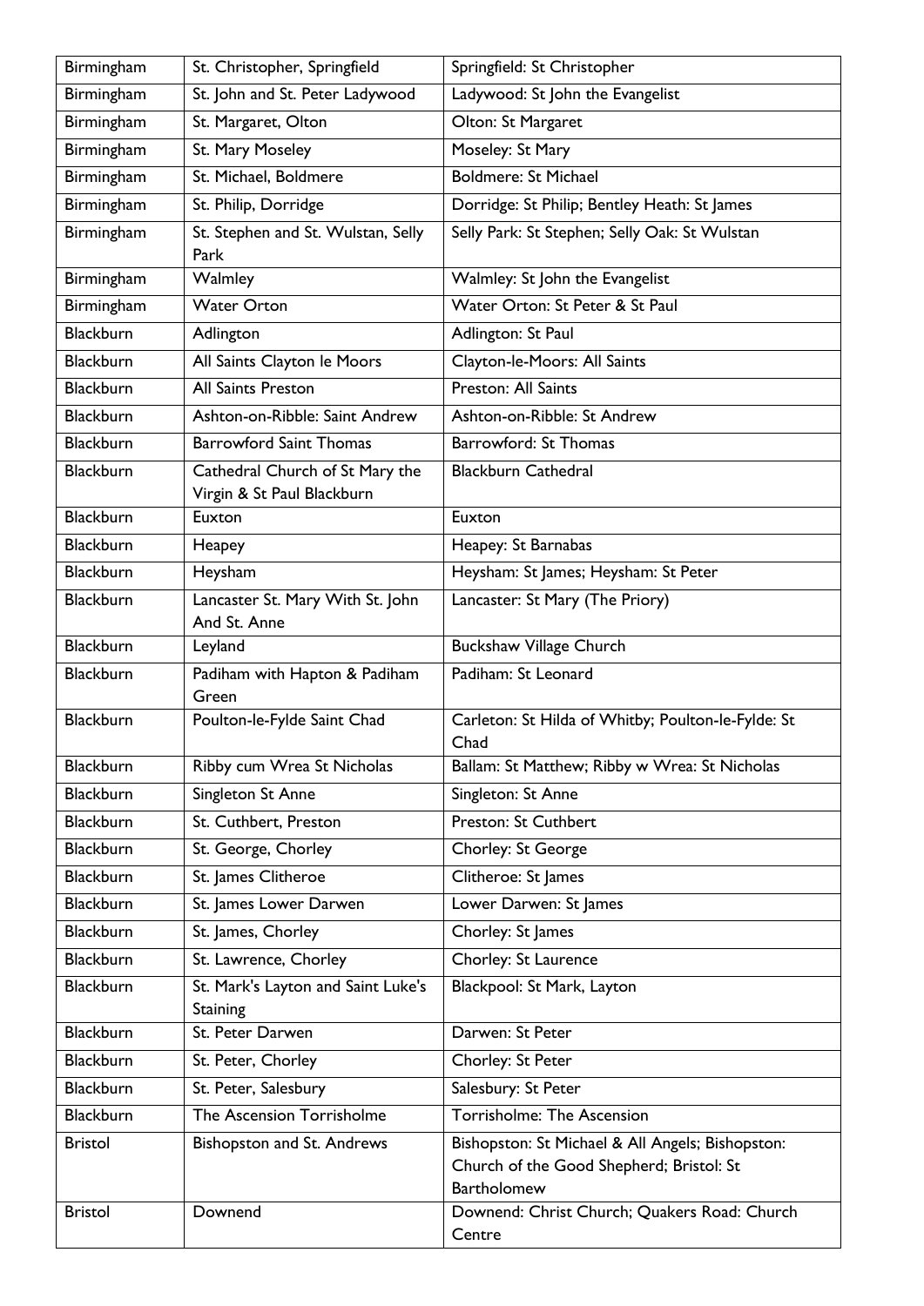| Birmingham | St. Christopher, Springfield | Springfield: St Christopher |
|---|---|---|
| Birmingham | St. John and St. Peter Ladywood | Ladywood: St John the Evangelist |
| Birmingham | St. Margaret, Olton | Olton: St Margaret |
| Birmingham | St. Mary Moseley | Moseley: St Mary |
| Birmingham | St. Michael, Boldmere | Boldmere: St Michael |
| Birmingham | St. Philip, Dorridge | Dorridge: St Philip; Bentley Heath: St James |
| Birmingham | St. Stephen and St. Wulstan, Selly Park | Selly Park: St Stephen; Selly Oak: St Wulstan |
| Birmingham | Walmley | Walmley: St John the Evangelist |
| Birmingham | Water Orton | Water Orton: St Peter & St Paul |
| Blackburn | Adlington | Adlington: St Paul |
| Blackburn | All Saints Clayton le Moors | Clayton-le-Moors: All Saints |
| Blackburn | All Saints Preston | Preston: All Saints |
| Blackburn | Ashton-on-Ribble: Saint Andrew | Ashton-on-Ribble: St Andrew |
| Blackburn | Barrowford Saint Thomas | Barrowford: St Thomas |
| Blackburn | Cathedral Church of St Mary the Virgin & St Paul Blackburn | Blackburn Cathedral |
| Blackburn | Euxton | Euxton |
| Blackburn | Heapey | Heapey: St Barnabas |
| Blackburn | Heysham | Heysham: St James; Heysham: St Peter |
| Blackburn | Lancaster St. Mary With St. John And St. Anne | Lancaster: St Mary (The Priory) |
| Blackburn | Leyland | Buckshaw Village Church |
| Blackburn | Padiham with Hapton & Padiham Green | Padiham: St Leonard |
| Blackburn | Poulton-le-Fylde Saint Chad | Carleton: St Hilda of Whitby; Poulton-le-Fylde: St Chad |
| Blackburn | Ribby cum Wrea St Nicholas | Ballam: St Matthew; Ribby w Wrea: St Nicholas |
| Blackburn | Singleton St Anne | Singleton: St Anne |
| Blackburn | St. Cuthbert, Preston | Preston: St Cuthbert |
| Blackburn | St. George, Chorley | Chorley: St George |
| Blackburn | St. James Clitheroe | Clitheroe: St James |
| Blackburn | St. James Lower Darwen | Lower Darwen: St James |
| Blackburn | St. James, Chorley | Chorley: St James |
| Blackburn | St. Lawrence, Chorley | Chorley: St Laurence |
| Blackburn | St. Mark's Layton and Saint Luke's Staining | Blackpool: St Mark, Layton |
| Blackburn | St. Peter Darwen | Darwen: St Peter |
| Blackburn | St. Peter, Chorley | Chorley: St Peter |
| Blackburn | St. Peter, Salesbury | Salesbury: St Peter |
| Blackburn | The Ascension Torrisholme | Torrisholme: The Ascension |
| Bristol | Bishopston and St. Andrews | Bishopston: St Michael & All Angels; Bishopston: Church of the Good Shepherd; Bristol: St Bartholomew |
| Bristol | Downend | Downend: Christ Church; Quakers Road: Church Centre |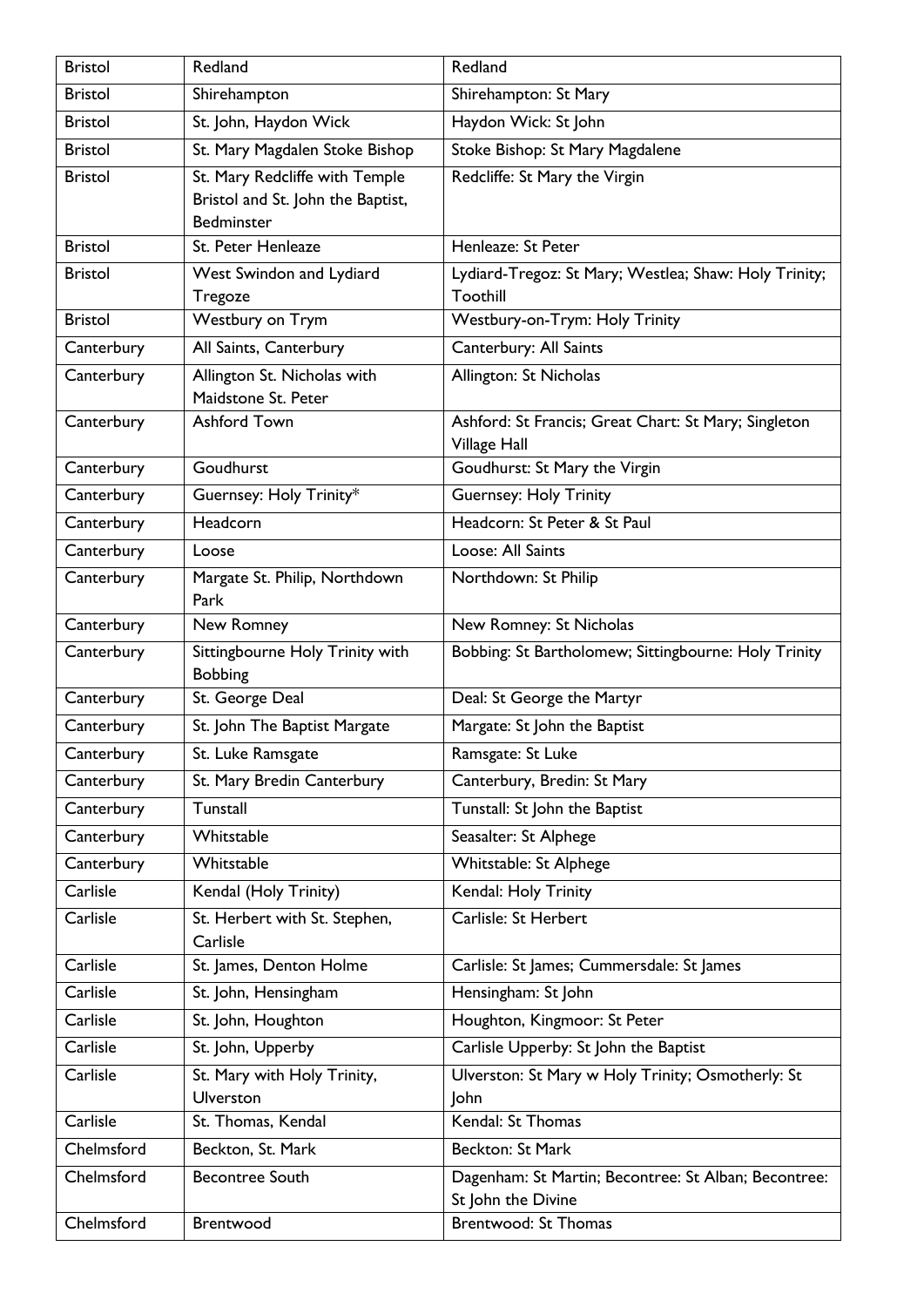| Bristol | Redland | Redland |
|---|---|---|
| Bristol | Shirehampton | Shirehampton: St Mary |
| Bristol | St. John, Haydon Wick | Haydon Wick: St John |
| Bristol | St. Mary Magdalen Stoke Bishop | Stoke Bishop: St Mary Magdalene |
| Bristol | St. Mary Redcliffe with Temple Bristol and St. John the Baptist, Bedminster | Redcliffe: St Mary the Virgin |
| Bristol | St. Peter Henleaze | Henleaze: St Peter |
| Bristol | West Swindon and Lydiard Tregoze | Lydiard-Tregoz: St Mary; Westlea; Shaw: Holy Trinity; Toothill |
| Bristol | Westbury on Trym | Westbury-on-Trym: Holy Trinity |
| Canterbury | All Saints, Canterbury | Canterbury: All Saints |
| Canterbury | Allington St. Nicholas with Maidstone St. Peter | Allington: St Nicholas |
| Canterbury | Ashford Town | Ashford: St Francis; Great Chart: St Mary; Singleton Village Hall |
| Canterbury | Goudhurst | Goudhurst: St Mary the Virgin |
| Canterbury | Guernsey: Holy Trinity* | Guernsey: Holy Trinity |
| Canterbury | Headcorn | Headcorn: St Peter & St Paul |
| Canterbury | Loose | Loose: All Saints |
| Canterbury | Margate St. Philip, Northdown Park | Northdown: St Philip |
| Canterbury | New Romney | New Romney: St Nicholas |
| Canterbury | Sittingbourne Holy Trinity with Bobbing | Bobbing: St Bartholomew; Sittingbourne: Holy Trinity |
| Canterbury | St. George Deal | Deal: St George the Martyr |
| Canterbury | St. John The Baptist Margate | Margate: St John the Baptist |
| Canterbury | St. Luke Ramsgate | Ramsgate: St Luke |
| Canterbury | St. Mary Bredin Canterbury | Canterbury, Bredin: St Mary |
| Canterbury | Tunstall | Tunstall: St John the Baptist |
| Canterbury | Whitstable | Seasalter: St Alphege |
| Canterbury | Whitstable | Whitstable: St Alphege |
| Carlisle | Kendal (Holy Trinity) | Kendal: Holy Trinity |
| Carlisle | St. Herbert with St. Stephen, Carlisle | Carlisle: St Herbert |
| Carlisle | St. James, Denton Holme | Carlisle: St James; Cummersdale: St James |
| Carlisle | St. John, Hensingham | Hensingham: St John |
| Carlisle | St. John, Houghton | Houghton, Kingmoor: St Peter |
| Carlisle | St. John, Upperby | Carlisle Upperby: St John the Baptist |
| Carlisle | St. Mary with Holy Trinity, Ulverston | Ulverston: St Mary w Holy Trinity; Osmotherly: St John |
| Carlisle | St. Thomas, Kendal | Kendal: St Thomas |
| Chelmsford | Beckton, St. Mark | Beckton: St Mark |
| Chelmsford | Becontree South | Dagenham: St Martin; Becontree: St Alban; Becontree: St John the Divine |
| Chelmsford | Brentwood | Brentwood: St Thomas |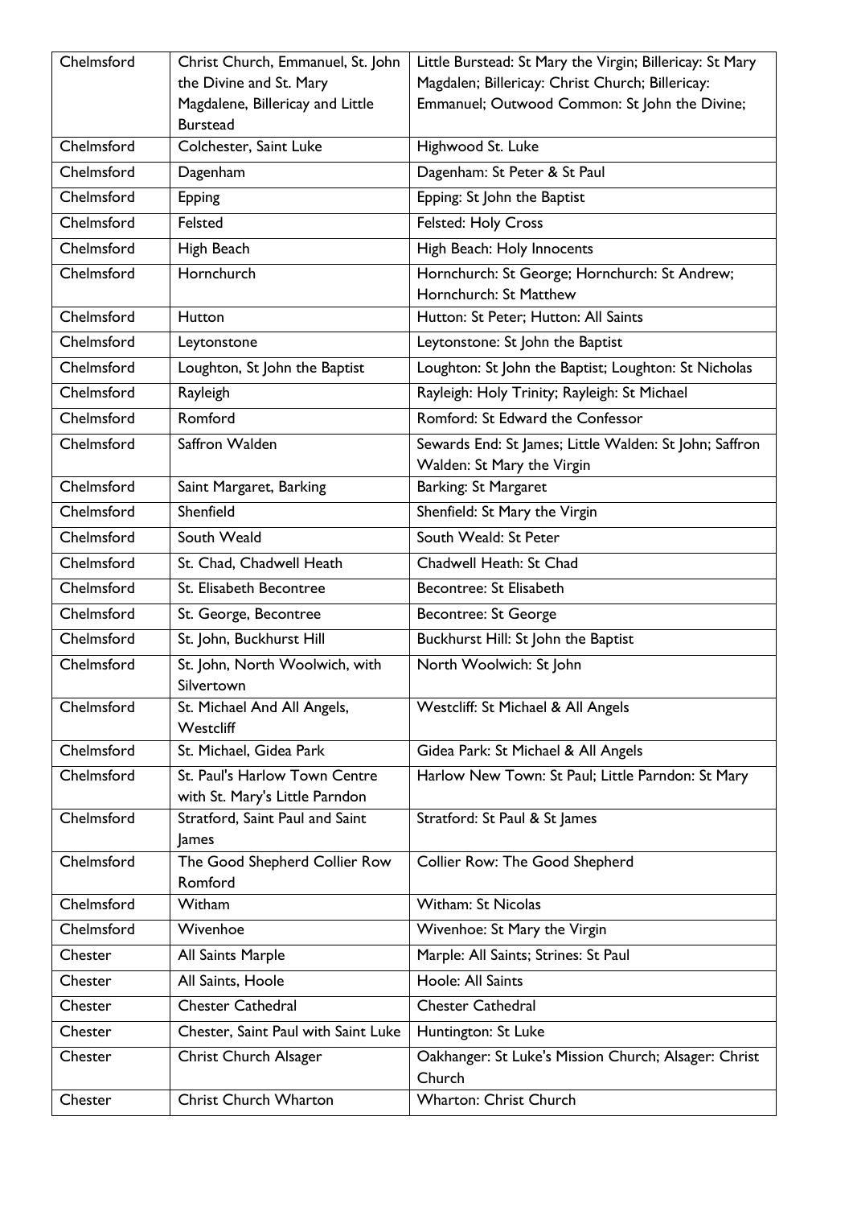| Chelmsford | Christ Church, Emmanuel, St. John the Divine and St. Mary Magdalene, Billericay and Little Burstead | Little Burstead: St Mary the Virgin; Billericay: St Mary Magdalen; Billericay: Christ Church; Billericay: Emmanuel; Outwood Common: St John the Divine; |
|---|---|---|
| Chelmsford | Colchester, Saint Luke | Highwood St. Luke |
| Chelmsford | Dagenham | Dagenham: St Peter & St Paul |
| Chelmsford | Epping | Epping: St John the Baptist |
| Chelmsford | Felsted | Felsted: Holy Cross |
| Chelmsford | High Beach | High Beach: Holy Innocents |
| Chelmsford | Hornchurch | Hornchurch: St George; Hornchurch: St Andrew; Hornchurch: St Matthew |
| Chelmsford | Hutton | Hutton: St Peter; Hutton: All Saints |
| Chelmsford | Leytonstone | Leytonstone: St John the Baptist |
| Chelmsford | Loughton, St John the Baptist | Loughton: St John the Baptist; Loughton: St Nicholas |
| Chelmsford | Rayleigh | Rayleigh: Holy Trinity; Rayleigh: St Michael |
| Chelmsford | Romford | Romford: St Edward the Confessor |
| Chelmsford | Saffron Walden | Sewards End: St James; Little Walden: St John; Saffron Walden: St Mary the Virgin |
| Chelmsford | Saint Margaret, Barking | Barking: St Margaret |
| Chelmsford | Shenfield | Shenfield: St Mary the Virgin |
| Chelmsford | South Weald | South Weald: St Peter |
| Chelmsford | St. Chad, Chadwell Heath | Chadwell Heath: St Chad |
| Chelmsford | St. Elisabeth Becontree | Becontree: St Elisabeth |
| Chelmsford | St. George, Becontree | Becontree: St George |
| Chelmsford | St. John, Buckhurst Hill | Buckhurst Hill: St John the Baptist |
| Chelmsford | St. John, North Woolwich, with Silvertown | North Woolwich: St John |
| Chelmsford | St. Michael And All Angels, Westcliff | Westcliff: St Michael & All Angels |
| Chelmsford | St. Michael, Gidea Park | Gidea Park: St Michael & All Angels |
| Chelmsford | St. Paul's Harlow Town Centre with St. Mary's Little Parndon | Harlow New Town: St Paul; Little Parndon: St Mary |
| Chelmsford | Stratford, Saint Paul and Saint James | Stratford: St Paul & St James |
| Chelmsford | The Good Shepherd Collier Row Romford | Collier Row: The Good Shepherd |
| Chelmsford | Witham | Witham: St Nicolas |
| Chelmsford | Wivenhoe | Wivenhoe: St Mary the Virgin |
| Chester | All Saints Marple | Marple: All Saints; Strines: St Paul |
| Chester | All Saints, Hoole | Hoole: All Saints |
| Chester | Chester Cathedral | Chester Cathedral |
| Chester | Chester, Saint Paul with Saint Luke | Huntington: St Luke |
| Chester | Christ Church Alsager | Oakhanger: St Luke's Mission Church; Alsager: Christ Church |
| Chester | Christ Church Wharton | Wharton: Christ Church |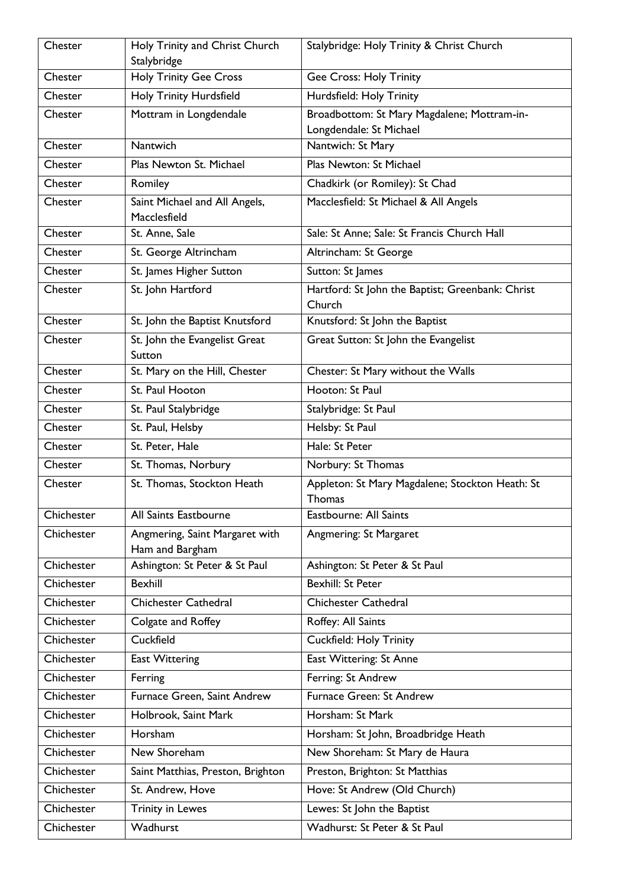| Chester | Holy Trinity and Christ Church Stalybridge | Stalybridge: Holy Trinity & Christ Church |
|---|---|---|
| Chester | Holy Trinity Gee Cross | Gee Cross: Holy Trinity |
| Chester | Holy Trinity Hurdsfield | Hurdsfield: Holy Trinity |
| Chester | Mottram in Longdendale | Broadbottom: St Mary Magdalene; Mottram-in-Longdendale: St Michael |
| Chester | Nantwich | Nantwich: St Mary |
| Chester | Plas Newton St. Michael | Plas Newton: St Michael |
| Chester | Romiley | Chadkirk (or Romiley): St Chad |
| Chester | Saint Michael and All Angels, Macclesfield | Macclesfield: St Michael & All Angels |
| Chester | St. Anne, Sale | Sale: St Anne; Sale: St Francis Church Hall |
| Chester | St. George Altrincham | Altrincham: St George |
| Chester | St. James Higher Sutton | Sutton: St James |
| Chester | St. John Hartford | Hartford: St John the Baptist; Greenbank: Christ Church |
| Chester | St. John the Baptist Knutsford | Knutsford: St John the Baptist |
| Chester | St. John the Evangelist Great Sutton | Great Sutton: St John the Evangelist |
| Chester | St. Mary on the Hill, Chester | Chester: St Mary without the Walls |
| Chester | St. Paul Hooton | Hooton: St Paul |
| Chester | St. Paul Stalybridge | Stalybridge: St Paul |
| Chester | St. Paul, Helsby | Helsby: St Paul |
| Chester | St. Peter, Hale | Hale: St Peter |
| Chester | St. Thomas, Norbury | Norbury: St Thomas |
| Chester | St. Thomas, Stockton Heath | Appleton: St Mary Magdalene; Stockton Heath: St Thomas |
| Chichester | All Saints Eastbourne | Eastbourne: All Saints |
| Chichester | Angmering, Saint Margaret with Ham and Bargham | Angmering: St Margaret |
| Chichester | Ashington: St Peter & St Paul | Ashington: St Peter & St Paul |
| Chichester | Bexhill | Bexhill: St Peter |
| Chichester | Chichester Cathedral | Chichester Cathedral |
| Chichester | Colgate and Roffey | Roffey: All Saints |
| Chichester | Cuckfield | Cuckfield: Holy Trinity |
| Chichester | East Wittering | East Wittering: St Anne |
| Chichester | Ferring | Ferring: St Andrew |
| Chichester | Furnace Green, Saint Andrew | Furnace Green: St Andrew |
| Chichester | Holbrook, Saint Mark | Horsham: St Mark |
| Chichester | Horsham | Horsham: St John, Broadbridge Heath |
| Chichester | New Shoreham | New Shoreham: St Mary de Haura |
| Chichester | Saint Matthias, Preston, Brighton | Preston, Brighton: St Matthias |
| Chichester | St. Andrew, Hove | Hove: St Andrew (Old Church) |
| Chichester | Trinity in Lewes | Lewes: St John the Baptist |
| Chichester | Wadhurst | Wadhurst: St Peter & St Paul |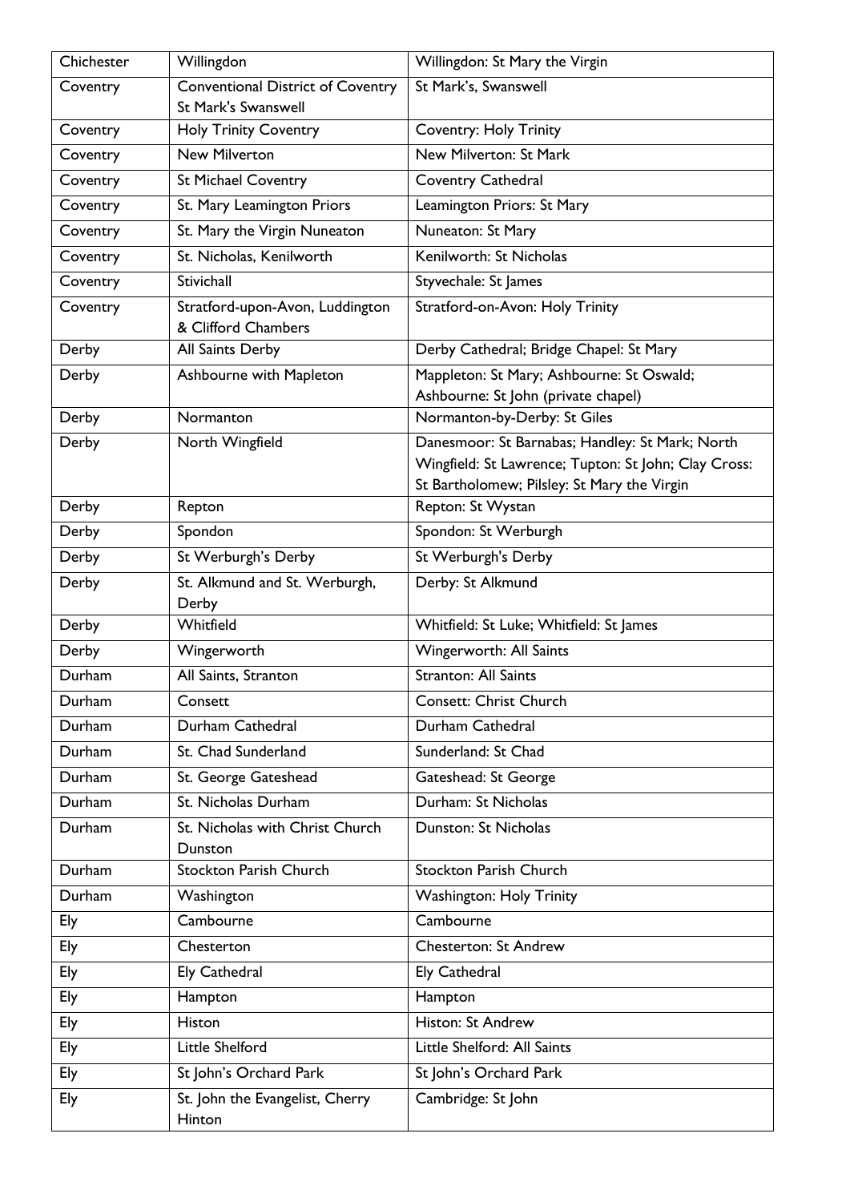| Chichester | Willingdon | Willingdon: St Mary the Virgin |
|---|---|---|
| Coventry | Conventional District of Coventry St Mark's Swanswell | St Mark's, Swanswell |
| Coventry | Holy Trinity Coventry | Coventry: Holy Trinity |
| Coventry | New Milverton | New Milverton: St Mark |
| Coventry | St Michael Coventry | Coventry Cathedral |
| Coventry | St. Mary Leamington Priors | Leamington Priors: St Mary |
| Coventry | St. Mary the Virgin Nuneaton | Nuneaton: St Mary |
| Coventry | St. Nicholas, Kenilworth | Kenilworth: St Nicholas |
| Coventry | Stivichall | Styvechale: St James |
| Coventry | Stratford-upon-Avon, Luddington & Clifford Chambers | Stratford-on-Avon: Holy Trinity |
| Derby | All Saints Derby | Derby Cathedral; Bridge Chapel: St Mary |
| Derby | Ashbourne with Mapleton | Mappleton: St Mary; Ashbourne: St Oswald; Ashbourne: St John (private chapel) |
| Derby | Normanton | Normanton-by-Derby: St Giles |
| Derby | North Wingfield | Danesmoor: St Barnabas; Handley: St Mark; North Wingfield: St Lawrence; Tupton: St John; Clay Cross: St Bartholomew; Pilsley: St Mary the Virgin |
| Derby | Repton | Repton: St Wystan |
| Derby | Spondon | Spondon: St Werburgh |
| Derby | St Werburgh's Derby | St Werburgh's Derby |
| Derby | St. Alkmund and St. Werburgh, Derby | Derby: St Alkmund |
| Derby | Whitfield | Whitfield: St Luke; Whitfield: St James |
| Derby | Wingerworth | Wingerworth: All Saints |
| Durham | All Saints, Stranton | Stranton: All Saints |
| Durham | Consett | Consett: Christ Church |
| Durham | Durham Cathedral | Durham Cathedral |
| Durham | St. Chad Sunderland | Sunderland: St Chad |
| Durham | St. George Gateshead | Gateshead: St George |
| Durham | St. Nicholas Durham | Durham: St Nicholas |
| Durham | St. Nicholas with Christ Church Dunston | Dunston: St Nicholas |
| Durham | Stockton Parish Church | Stockton Parish Church |
| Durham | Washington | Washington: Holy Trinity |
| Ely | Cambourne | Cambourne |
| Ely | Chesterton | Chesterton: St Andrew |
| Ely | Ely Cathedral | Ely Cathedral |
| Ely | Hampton | Hampton |
| Ely | Histon | Histon: St Andrew |
| Ely | Little Shelford | Little Shelford: All Saints |
| Ely | St John's Orchard Park | St John's Orchard Park |
| Ely | St. John the Evangelist, Cherry Hinton | Cambridge: St John |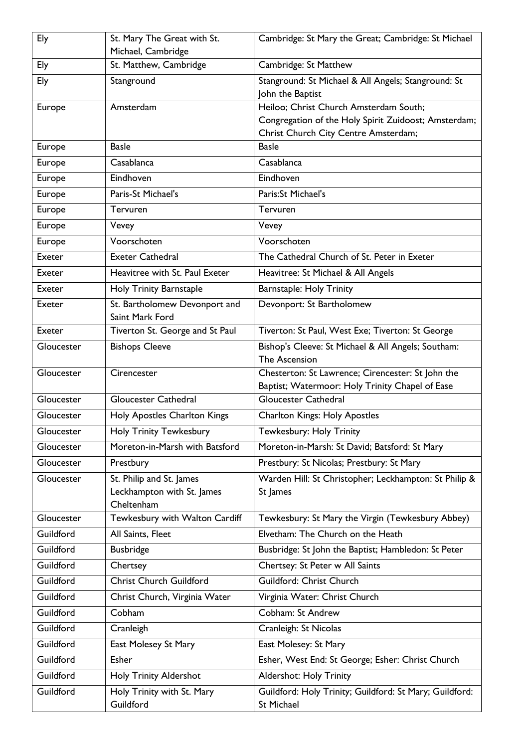| Ely | St. Mary The Great with St. Michael, Cambridge | Cambridge: St Mary the Great; Cambridge: St Michael |
|---|---|---|
| Ely | St. Matthew, Cambridge | Cambridge: St Matthew |
| Ely | Stanground | Stanground: St Michael & All Angels; Stanground: St John the Baptist |
| Europe | Amsterdam | Heiloo; Christ Church Amsterdam South; Congregation of the Holy Spirit Zuidoost; Amsterdam; Christ Church City Centre Amsterdam; |
| Europe | Basle | Basle |
| Europe | Casablanca | Casablanca |
| Europe | Eindhoven | Eindhoven |
| Europe | Paris-St Michael's | Paris:St Michael's |
| Europe | Tervuren | Tervuren |
| Europe | Vevey | Vevey |
| Europe | Voorschoten | Voorschoten |
| Exeter | Exeter Cathedral | The Cathedral Church of St. Peter in Exeter |
| Exeter | Heavitree with St. Paul Exeter | Heavitree: St Michael & All Angels |
| Exeter | Holy Trinity Barnstaple | Barnstaple: Holy Trinity |
| Exeter | St. Bartholomew Devonport and Saint Mark Ford | Devonport: St Bartholomew |
| Exeter | Tiverton St. George and St Paul | Tiverton: St Paul, West Exe; Tiverton: St George |
| Gloucester | Bishops Cleeve | Bishop's Cleeve: St Michael & All Angels; Southam: The Ascension |
| Gloucester | Cirencester | Chesterton: St Lawrence; Cirencester: St John the Baptist; Watermoor: Holy Trinity Chapel of Ease |
| Gloucester | Gloucester Cathedral | Gloucester Cathedral |
| Gloucester | Holy Apostles Charlton Kings | Charlton Kings: Holy Apostles |
| Gloucester | Holy Trinity Tewkesbury | Tewkesbury: Holy Trinity |
| Gloucester | Moreton-in-Marsh with Batsford | Moreton-in-Marsh: St David; Batsford: St Mary |
| Gloucester | Prestbury | Prestbury: St Nicolas; Prestbury: St Mary |
| Gloucester | St. Philip and St. James Leckhampton with St. James Cheltenham | Warden Hill: St Christopher; Leckhampton: St Philip & St James |
| Gloucester | Tewkesbury with Walton Cardiff | Tewkesbury: St Mary the Virgin (Tewkesbury Abbey) |
| Guildford | All Saints, Fleet | Elvetham: The Church on the Heath |
| Guildford | Busbridge | Busbridge: St John the Baptist; Hambledon: St Peter |
| Guildford | Chertsey | Chertsey: St Peter w All Saints |
| Guildford | Christ Church Guildford | Guildford: Christ Church |
| Guildford | Christ Church, Virginia Water | Virginia Water: Christ Church |
| Guildford | Cobham | Cobham: St Andrew |
| Guildford | Cranleigh | Cranleigh: St Nicolas |
| Guildford | East Molesey St Mary | East Molesey: St Mary |
| Guildford | Esher | Esher, West End: St George; Esher: Christ Church |
| Guildford | Holy Trinity Aldershot | Aldershot: Holy Trinity |
| Guildford | Holy Trinity with St. Mary Guildford | Guildford: Holy Trinity; Guildford: St Mary; Guildford: St Michael |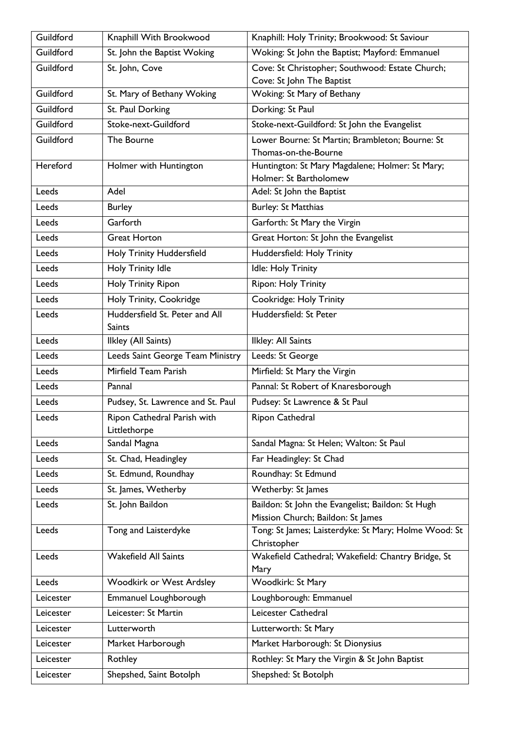| Guildford | Knaphill With Brookwood | Knaphill: Holy Trinity; Brookwood: St Saviour |
|---|---|---|
| Guildford | St. John the Baptist Woking | Woking: St John the Baptist; Mayford: Emmanuel |
| Guildford | St. John, Cove | Cove: St Christopher; Southwood: Estate Church; Cove: St John The Baptist |
| Guildford | St. Mary of Bethany Woking | Woking: St Mary of Bethany |
| Guildford | St. Paul Dorking | Dorking: St Paul |
| Guildford | Stoke-next-Guildford | Stoke-next-Guildford: St John the Evangelist |
| Guildford | The Bourne | Lower Bourne: St Martin; Brambleton; Bourne: St Thomas-on-the-Bourne |
| Hereford | Holmer with Huntington | Huntington: St Mary Magdalene; Holmer: St Mary; Holmer: St Bartholomew |
| Leeds | Adel | Adel: St John the Baptist |
| Leeds | Burley | Burley: St Matthias |
| Leeds | Garforth | Garforth: St Mary the Virgin |
| Leeds | Great Horton | Great Horton: St John the Evangelist |
| Leeds | Holy Trinity Huddersfield | Huddersfield: Holy Trinity |
| Leeds | Holy Trinity Idle | Idle: Holy Trinity |
| Leeds | Holy Trinity Ripon | Ripon: Holy Trinity |
| Leeds | Holy Trinity, Cookridge | Cookridge: Holy Trinity |
| Leeds | Huddersfield St. Peter and All Saints | Huddersfield: St Peter |
| Leeds | Ilkley (All Saints) | Ilkley: All Saints |
| Leeds | Leeds Saint George Team Ministry | Leeds: St George |
| Leeds | Mirfield Team Parish | Mirfield: St Mary the Virgin |
| Leeds | Pannal | Pannal: St Robert of Knaresborough |
| Leeds | Pudsey, St. Lawrence and St. Paul | Pudsey: St Lawrence & St Paul |
| Leeds | Ripon Cathedral Parish with Littlethorpe | Ripon Cathedral |
| Leeds | Sandal Magna | Sandal Magna: St Helen; Walton: St Paul |
| Leeds | St. Chad, Headingley | Far Headingley: St Chad |
| Leeds | St. Edmund, Roundhay | Roundhay: St Edmund |
| Leeds | St. James, Wetherby | Wetherby: St James |
| Leeds | St. John Baildon | Baildon: St John the Evangelist; Baildon: St Hugh Mission Church; Baildon: St James |
| Leeds | Tong and Laisterdyke | Tong: St James; Laisterdyke: St Mary; Holme Wood: St Christopher |
| Leeds | Wakefield All Saints | Wakefield Cathedral; Wakefield: Chantry Bridge, St Mary |
| Leeds | Woodkirk or West Ardsley | Woodkirk: St Mary |
| Leicester | Emmanuel Loughborough | Loughborough: Emmanuel |
| Leicester | Leicester: St Martin | Leicester Cathedral |
| Leicester | Lutterworth | Lutterworth: St Mary |
| Leicester | Market Harborough | Market Harborough: St Dionysius |
| Leicester | Rothley | Rothley: St Mary the Virgin & St John Baptist |
| Leicester | Shepshed, Saint Botolph | Shepshed: St Botolph |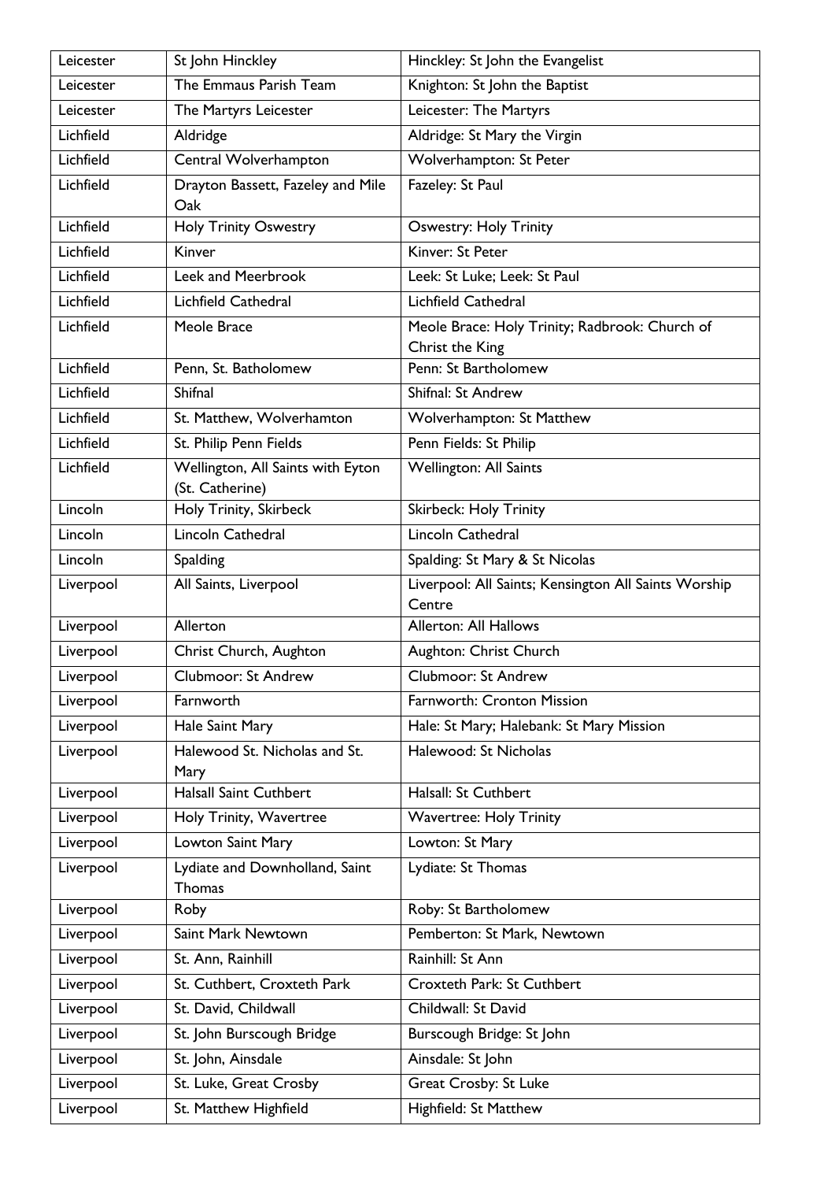| Leicester | St John Hinckley | Hinckley: St John the Evangelist |
|---|---|---|
| Leicester | The Emmaus Parish Team | Knighton: St John the Baptist |
| Leicester | The Martyrs Leicester | Leicester: The Martyrs |
| Lichfield | Aldridge | Aldridge: St Mary the Virgin |
| Lichfield | Central Wolverhampton | Wolverhampton: St Peter |
| Lichfield | Drayton Bassett, Fazeley and Mile Oak | Fazeley: St Paul |
| Lichfield | Holy Trinity Oswestry | Oswestry: Holy Trinity |
| Lichfield | Kinver | Kinver: St Peter |
| Lichfield | Leek and Meerbrook | Leek: St Luke; Leek: St Paul |
| Lichfield | Lichfield Cathedral | Lichfield Cathedral |
| Lichfield | Meole Brace | Meole Brace: Holy Trinity; Radbrook: Church of Christ the King |
| Lichfield | Penn, St. Batholomew | Penn: St Bartholomew |
| Lichfield | Shifnal | Shifnal: St Andrew |
| Lichfield | St. Matthew, Wolverhamton | Wolverhampton: St Matthew |
| Lichfield | St. Philip Penn Fields | Penn Fields: St Philip |
| Lichfield | Wellington, All Saints with Eyton (St. Catherine) | Wellington: All Saints |
| Lincoln | Holy Trinity, Skirbeck | Skirbeck: Holy Trinity |
| Lincoln | Lincoln Cathedral | Lincoln Cathedral |
| Lincoln | Spalding | Spalding: St Mary & St Nicolas |
| Liverpool | All Saints, Liverpool | Liverpool: All Saints; Kensington All Saints Worship Centre |
| Liverpool | Allerton | Allerton: All Hallows |
| Liverpool | Christ Church, Aughton | Aughton: Christ Church |
| Liverpool | Clubmoor: St Andrew | Clubmoor: St Andrew |
| Liverpool | Farnworth | Farnworth: Cronton Mission |
| Liverpool | Hale Saint Mary | Hale: St Mary; Halebank: St Mary Mission |
| Liverpool | Halewood St. Nicholas and St. Mary | Halewood: St Nicholas |
| Liverpool | Halsall Saint Cuthbert | Halsall: St Cuthbert |
| Liverpool | Holy Trinity, Wavertree | Wavertree: Holy Trinity |
| Liverpool | Lowton Saint Mary | Lowton: St Mary |
| Liverpool | Lydiate and Downholland, Saint Thomas | Lydiate: St Thomas |
| Liverpool | Roby | Roby: St Bartholomew |
| Liverpool | Saint Mark Newtown | Pemberton: St Mark, Newtown |
| Liverpool | St. Ann, Rainhill | Rainhill: St Ann |
| Liverpool | St. Cuthbert, Croxteth Park | Croxteth Park: St Cuthbert |
| Liverpool | St. David, Childwall | Childwall: St David |
| Liverpool | St. John Burscough Bridge | Burscough Bridge: St John |
| Liverpool | St. John, Ainsdale | Ainsdale: St John |
| Liverpool | St. Luke, Great Crosby | Great Crosby: St Luke |
| Liverpool | St. Matthew Highfield | Highfield: St Matthew |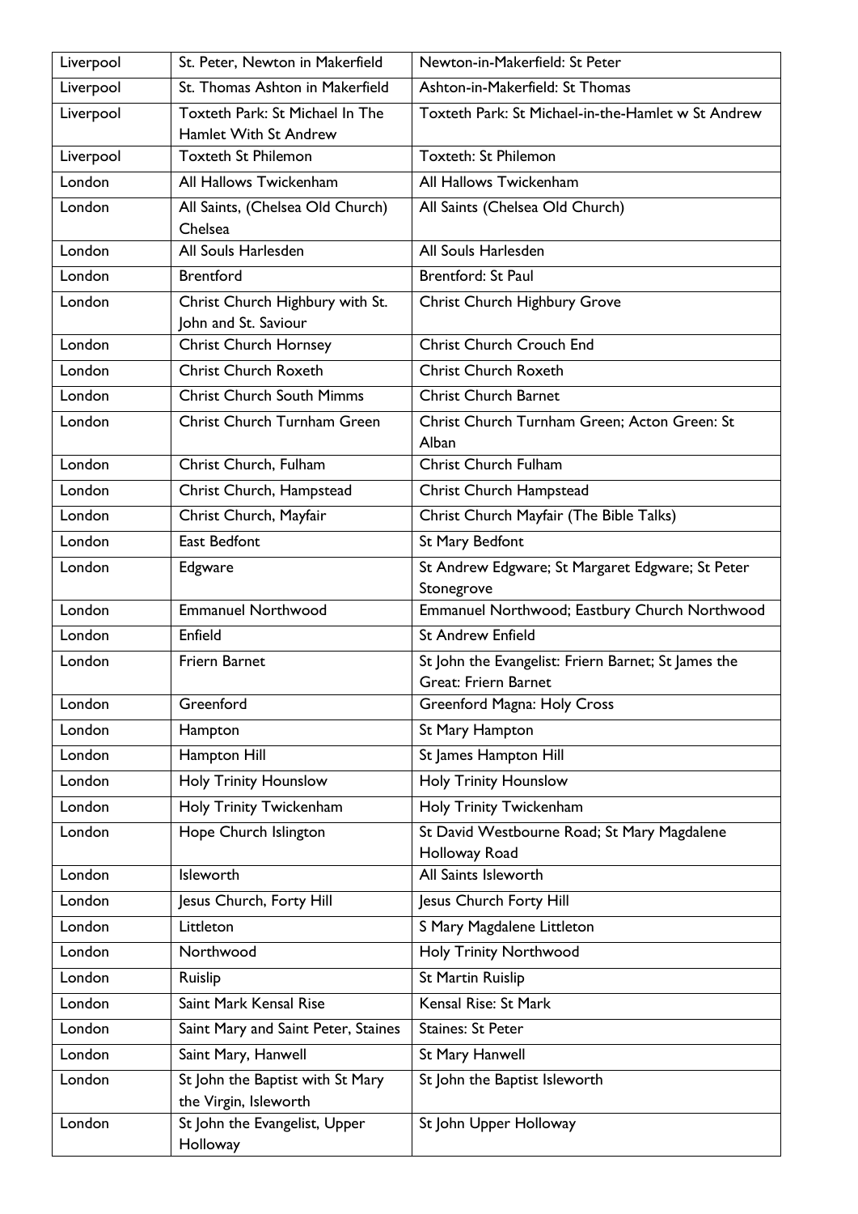| Liverpool | St. Peter, Newton in Makerfield | Newton-in-Makerfield: St Peter |
|---|---|---|
| Liverpool | St. Thomas Ashton in Makerfield | Ashton-in-Makerfield: St Thomas |
| Liverpool | Toxteth Park: St Michael In The Hamlet With St Andrew | Toxteth Park: St Michael-in-the-Hamlet w St Andrew |
| Liverpool | Toxteth St Philemon | Toxteth: St Philemon |
| London | All Hallows Twickenham | All Hallows Twickenham |
| London | All Saints, (Chelsea Old Church) Chelsea | All Saints (Chelsea Old Church) |
| London | All Souls Harlesden | All Souls Harlesden |
| London | Brentford | Brentford: St Paul |
| London | Christ Church Highbury with St. John and St. Saviour | Christ Church Highbury Grove |
| London | Christ Church Hornsey | Christ Church Crouch End |
| London | Christ Church Roxeth | Christ Church Roxeth |
| London | Christ Church South Mimms | Christ Church Barnet |
| London | Christ Church Turnham Green | Christ Church Turnham Green; Acton Green: St Alban |
| London | Christ Church, Fulham | Christ Church Fulham |
| London | Christ Church, Hampstead | Christ Church Hampstead |
| London | Christ Church, Mayfair | Christ Church Mayfair (The Bible Talks) |
| London | East Bedfont | St Mary Bedfont |
| London | Edgware | St Andrew Edgware; St Margaret Edgware; St Peter Stonegrove |
| London | Emmanuel Northwood | Emmanuel Northwood; Eastbury Church Northwood |
| London | Enfield | St Andrew Enfield |
| London | Friern Barnet | St John the Evangelist: Friern Barnet; St James the Great: Friern Barnet |
| London | Greenford | Greenford Magna: Holy Cross |
| London | Hampton | St Mary Hampton |
| London | Hampton Hill | St James Hampton Hill |
| London | Holy Trinity Hounslow | Holy Trinity Hounslow |
| London | Holy Trinity Twickenham | Holy Trinity Twickenham |
| London | Hope Church Islington | St David Westbourne Road; St Mary Magdalene Holloway Road |
| London | Isleworth | All Saints Isleworth |
| London | Jesus Church, Forty Hill | Jesus Church Forty Hill |
| London | Littleton | S Mary Magdalene Littleton |
| London | Northwood | Holy Trinity Northwood |
| London | Ruislip | St Martin Ruislip |
| London | Saint Mark Kensal Rise | Kensal Rise: St Mark |
| London | Saint Mary and Saint Peter, Staines | Staines: St Peter |
| London | Saint Mary, Hanwell | St Mary Hanwell |
| London | St John the Baptist with St Mary the Virgin, Isleworth | St John the Baptist Isleworth |
| London | St John the Evangelist, Upper Holloway | St John Upper Holloway |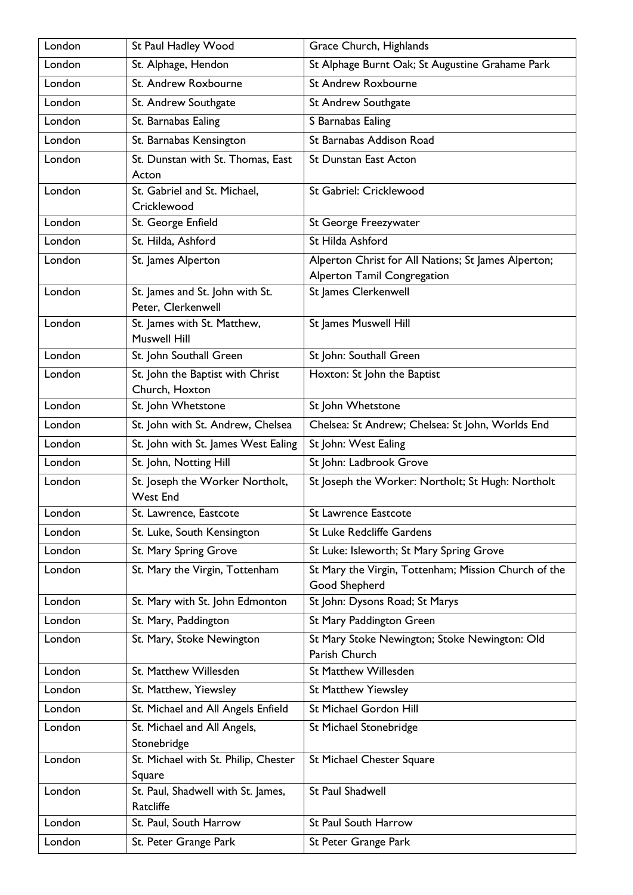| London | St Paul Hadley Wood | Grace Church, Highlands |
|---|---|---|
| London | St. Alphage, Hendon | St Alphage Burnt Oak; St Augustine Grahame Park |
| London | St. Andrew Roxbourne | St Andrew Roxbourne |
| London | St. Andrew Southgate | St Andrew Southgate |
| London | St. Barnabas Ealing | S Barnabas Ealing |
| London | St. Barnabas Kensington | St Barnabas Addison Road |
| London | St. Dunstan with St. Thomas, East Acton | St Dunstan East Acton |
| London | St. Gabriel and St. Michael, Cricklewood | St Gabriel: Cricklewood |
| London | St. George Enfield | St George Freezywater |
| London | St. Hilda, Ashford | St Hilda Ashford |
| London | St. James Alperton | Alperton Christ for All Nations; St James Alperton; Alperton Tamil Congregation |
| London | St. James and St. John with St. Peter, Clerkenwell | St James Clerkenwell |
| London | St. James with St. Matthew, Muswell Hill | St James Muswell Hill |
| London | St. John Southall Green | St John: Southall Green |
| London | St. John the Baptist with Christ Church, Hoxton | Hoxton: St John the Baptist |
| London | St. John Whetstone | St John Whetstone |
| London | St. John with St. Andrew, Chelsea | Chelsea: St Andrew; Chelsea: St John, Worlds End |
| London | St. John with St. James West Ealing | St John: West Ealing |
| London | St. John, Notting Hill | St John: Ladbrook Grove |
| London | St. Joseph the Worker Northolt, West End | St Joseph the Worker: Northolt; St Hugh: Northolt |
| London | St. Lawrence, Eastcote | St Lawrence Eastcote |
| London | St. Luke, South Kensington | St Luke Redcliffe Gardens |
| London | St. Mary Spring Grove | St Luke: Isleworth; St Mary Spring Grove |
| London | St. Mary the Virgin, Tottenham | St Mary the Virgin, Tottenham; Mission Church of the Good Shepherd |
| London | St. Mary with St. John Edmonton | St John: Dysons Road; St Marys |
| London | St. Mary, Paddington | St Mary Paddington Green |
| London | St. Mary, Stoke Newington | St Mary Stoke Newington; Stoke Newington: Old Parish Church |
| London | St. Matthew Willesden | St Matthew Willesden |
| London | St. Matthew, Yiewsley | St Matthew Yiewsley |
| London | St. Michael and All Angels Enfield | St Michael Gordon Hill |
| London | St. Michael and All Angels, Stonebridge | St Michael Stonebridge |
| London | St. Michael with St. Philip, Chester Square | St Michael Chester Square |
| London | St. Paul, Shadwell with St. James, Ratcliffe | St Paul Shadwell |
| London | St. Paul, South Harrow | St Paul South Harrow |
| London | St. Peter Grange Park | St Peter Grange Park |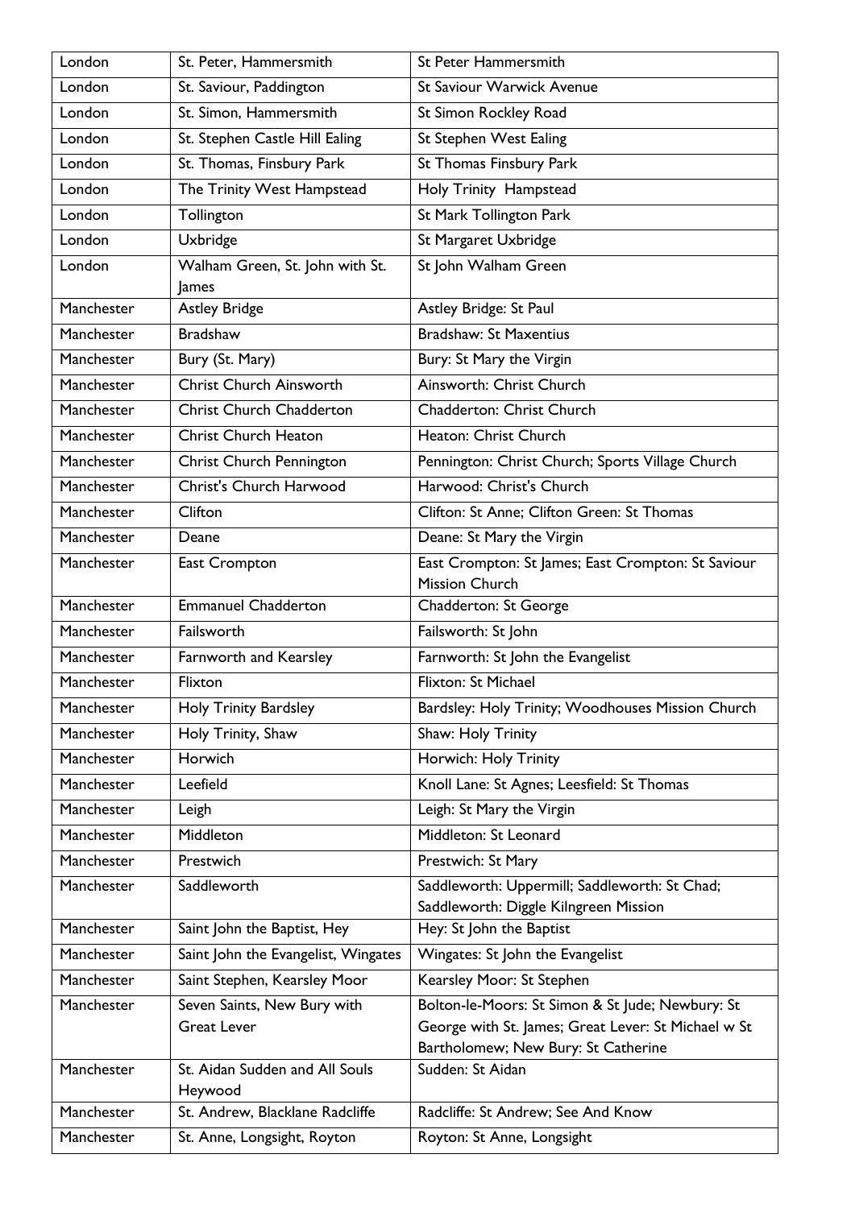| London | St. Peter, Hammersmith | St Peter Hammersmith |
|---|---|---|
| London | St. Saviour, Paddington | St Saviour Warwick Avenue |
| London | St. Simon, Hammersmith | St Simon Rockley Road |
| London | St. Stephen Castle Hill Ealing | St Stephen West Ealing |
| London | St. Thomas, Finsbury Park | St Thomas Finsbury Park |
| London | The Trinity West Hampstead | Holy Trinity Hampstead |
| London | Tollington | St Mark Tollington Park |
| London | Uxbridge | St Margaret Uxbridge |
| London | Walham Green, St. John with St. James | St John Walham Green |
| Manchester | Astley Bridge | Astley Bridge: St Paul |
| Manchester | Bradshaw | Bradshaw: St Maxentius |
| Manchester | Bury (St. Mary) | Bury: St Mary the Virgin |
| Manchester | Christ Church Ainsworth | Ainsworth: Christ Church |
| Manchester | Christ Church Chadderton | Chadderton: Christ Church |
| Manchester | Christ Church Heaton | Heaton: Christ Church |
| Manchester | Christ Church Pennington | Pennington: Christ Church; Sports Village Church |
| Manchester | Christ's Church Harwood | Harwood: Christ's Church |
| Manchester | Clifton | Clifton: St Anne; Clifton Green: St Thomas |
| Manchester | Deane | Deane: St Mary the Virgin |
| Manchester | East Crompton | East Crompton: St James; East Crompton: St Saviour Mission Church |
| Manchester | Emmanuel Chadderton | Chadderton: St George |
| Manchester | Failsworth | Failsworth: St John |
| Manchester | Farnworth and Kearsley | Farnworth: St John the Evangelist |
| Manchester | Flixton | Flixton: St Michael |
| Manchester | Holy Trinity Bardsley | Bardsley: Holy Trinity; Woodhouses Mission Church |
| Manchester | Holy Trinity, Shaw | Shaw: Holy Trinity |
| Manchester | Horwich | Horwich: Holy Trinity |
| Manchester | Leefield | Knoll Lane: St Agnes; Leesfield: St Thomas |
| Manchester | Leigh | Leigh: St Mary the Virgin |
| Manchester | Middleton | Middleton: St Leonard |
| Manchester | Prestwich | Prestwich: St Mary |
| Manchester | Saddleworth | Saddleworth: Uppermill; Saddleworth: St Chad; Saddleworth: Diggle Kilngreen Mission |
| Manchester | Saint John the Baptist, Hey | Hey: St John the Baptist |
| Manchester | Saint John the Evangelist, Wingates | Wingates: St John the Evangelist |
| Manchester | Saint Stephen, Kearsley Moor | Kearsley Moor: St Stephen |
| Manchester | Seven Saints, New Bury with Great Lever | Bolton-le-Moors: St Simon & St Jude; Newbury: St George with St. James; Great Lever: St Michael w St Bartholomew; New Bury: St Catherine |
| Manchester | St. Aidan Sudden and All Souls Heywood | Sudden: St Aidan |
| Manchester | St. Andrew, Blacklane Radcliffe | Radcliffe: St Andrew; See And Know |
| Manchester | St. Anne, Longsight, Royton | Royton: St Anne, Longsight |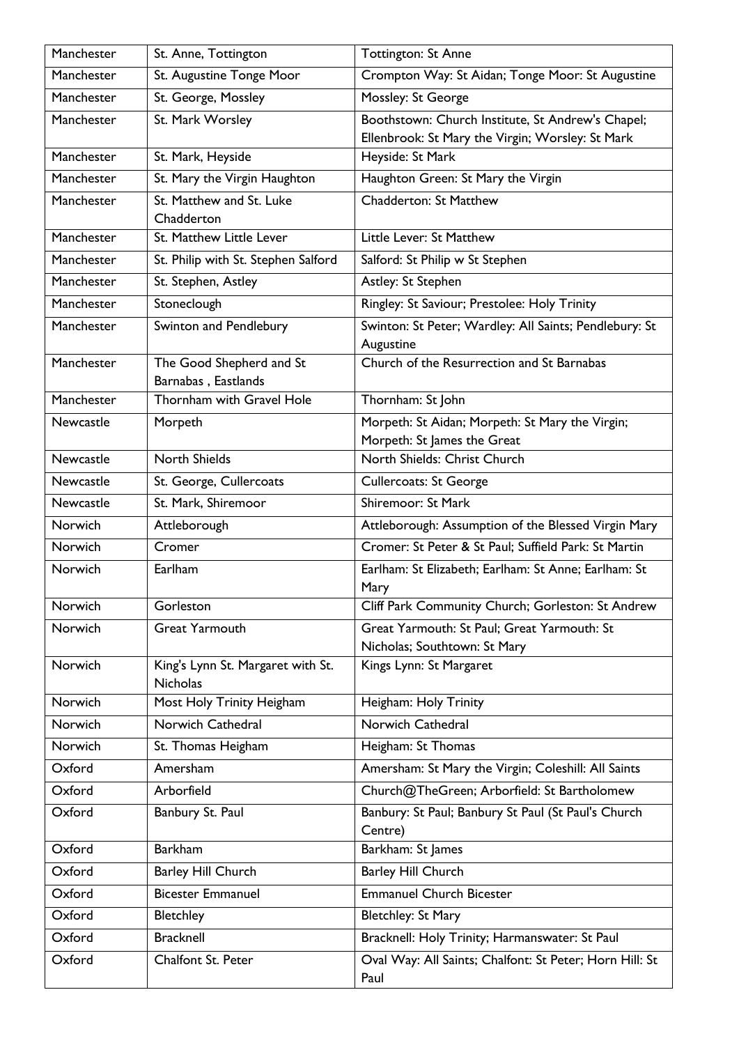| Manchester | St. Anne, Tottington | Tottington: St Anne |
|---|---|---|
| Manchester | St. Augustine Tonge Moor | Crompton Way: St Aidan; Tonge Moor: St Augustine |
| Manchester | St. George, Mossley | Mossley: St George |
| Manchester | St. Mark Worsley | Boothstown: Church Institute, St Andrew's Chapel; Ellenbrook: St Mary the Virgin; Worsley: St Mark |
| Manchester | St. Mark, Heyside | Heyside: St Mark |
| Manchester | St. Mary the Virgin Haughton | Haughton Green: St Mary the Virgin |
| Manchester | St. Matthew and St. Luke Chadderton | Chadderton: St Matthew |
| Manchester | St. Matthew Little Lever | Little Lever: St Matthew |
| Manchester | St. Philip with St. Stephen Salford | Salford: St Philip w St Stephen |
| Manchester | St. Stephen, Astley | Astley: St Stephen |
| Manchester | Stoneclough | Ringley: St Saviour; Prestolee: Holy Trinity |
| Manchester | Swinton and Pendlebury | Swinton: St Peter; Wardley: All Saints; Pendlebury: St Augustine |
| Manchester | The Good Shepherd and St Barnabas , Eastlands | Church of the Resurrection and St Barnabas |
| Manchester | Thornham with Gravel Hole | Thornham: St John |
| Newcastle | Morpeth | Morpeth: St Aidan; Morpeth: St Mary the Virgin; Morpeth: St James the Great |
| Newcastle | North Shields | North Shields: Christ Church |
| Newcastle | St. George, Cullercoats | Cullercoats: St George |
| Newcastle | St. Mark, Shiremoor | Shiremoor: St Mark |
| Norwich | Attleborough | Attleborough: Assumption of the Blessed Virgin Mary |
| Norwich | Cromer | Cromer: St Peter & St Paul; Suffield Park: St Martin |
| Norwich | Earlham | Earlham: St Elizabeth; Earlham: St Anne; Earlham: St Mary |
| Norwich | Gorleston | Cliff Park Community Church; Gorleston: St Andrew |
| Norwich | Great Yarmouth | Great Yarmouth: St Paul; Great Yarmouth: St Nicholas; Southtown: St Mary |
| Norwich | King's Lynn St. Margaret with St. Nicholas | Kings Lynn: St Margaret |
| Norwich | Most Holy Trinity Heigham | Heigham: Holy Trinity |
| Norwich | Norwich Cathedral | Norwich Cathedral |
| Norwich | St. Thomas Heigham | Heigham: St Thomas |
| Oxford | Amersham | Amersham: St Mary the Virgin; Coleshill: All Saints |
| Oxford | Arborfield | Church@TheGreen; Arborfield: St Bartholomew |
| Oxford | Banbury St. Paul | Banbury: St Paul; Banbury St Paul (St Paul's Church Centre) |
| Oxford | Barkham | Barkham: St James |
| Oxford | Barley Hill Church | Barley Hill Church |
| Oxford | Bicester Emmanuel | Emmanuel Church Bicester |
| Oxford | Bletchley | Bletchley: St Mary |
| Oxford | Bracknell | Bracknell: Holy Trinity; Harmanswater: St Paul |
| Oxford | Chalfont St. Peter | Oval Way: All Saints; Chalfont: St Peter; Horn Hill: St Paul |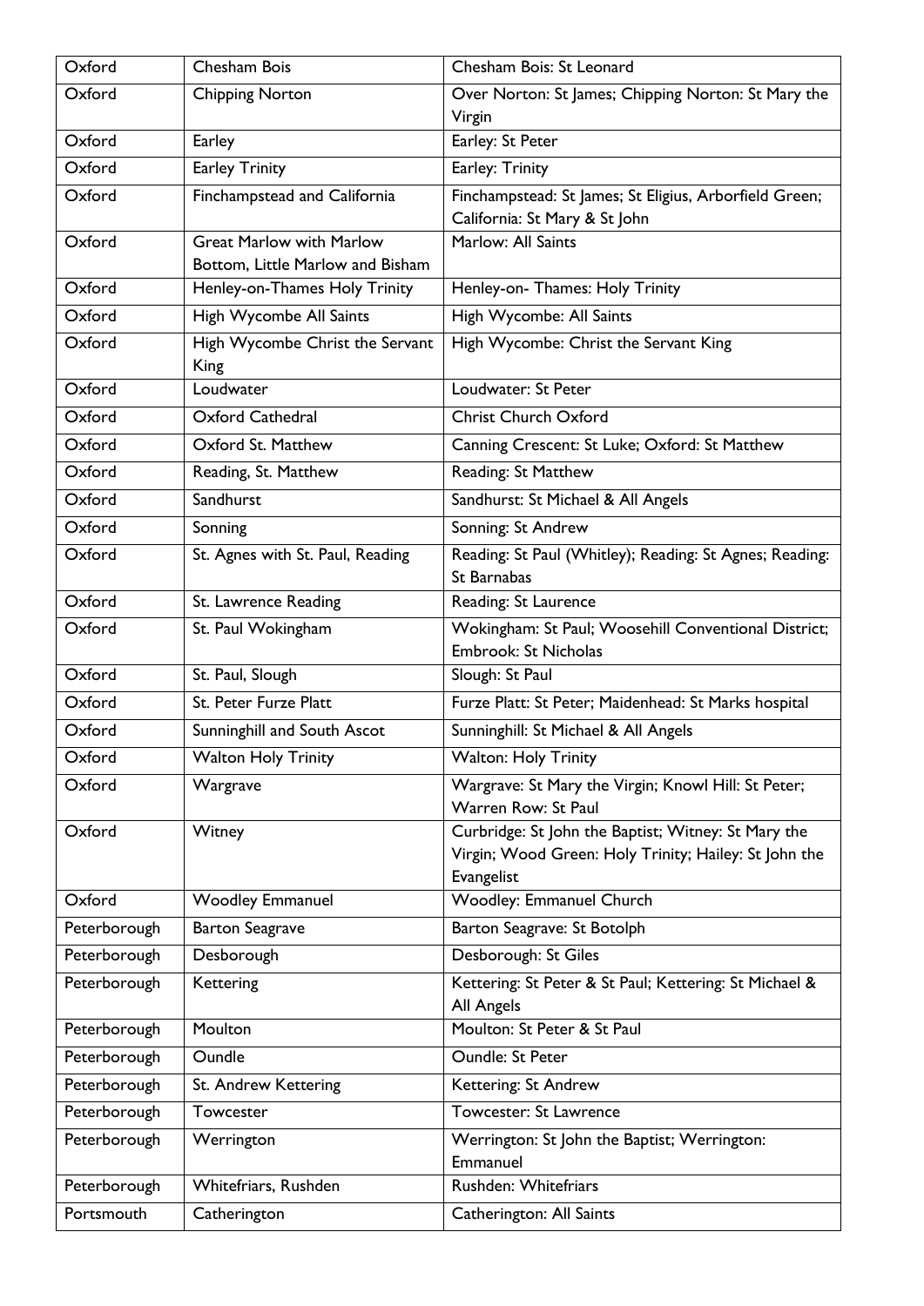| Oxford | Chesham Bois | Chesham Bois: St Leonard |
|---|---|---|
| Oxford | Chipping Norton | Over Norton: St James; Chipping Norton: St Mary the Virgin |
| Oxford | Earley | Earley: St Peter |
| Oxford | Earley Trinity | Earley: Trinity |
| Oxford | Finchampstead and California | Finchampstead: St James; St Eligius, Arborfield Green; California: St Mary & St John |
| Oxford | Great Marlow with Marlow Bottom, Little Marlow and Bisham | Marlow: All Saints |
| Oxford | Henley-on-Thames Holy Trinity | Henley-on- Thames: Holy Trinity |
| Oxford | High Wycombe All Saints | High Wycombe: All Saints |
| Oxford | High Wycombe Christ the Servant King | High Wycombe: Christ the Servant King |
| Oxford | Loudwater | Loudwater: St Peter |
| Oxford | Oxford Cathedral | Christ Church Oxford |
| Oxford | Oxford St. Matthew | Canning Crescent: St Luke; Oxford: St Matthew |
| Oxford | Reading, St. Matthew | Reading: St Matthew |
| Oxford | Sandhurst | Sandhurst: St Michael & All Angels |
| Oxford | Sonning | Sonning: St Andrew |
| Oxford | St. Agnes with St. Paul, Reading | Reading: St Paul (Whitley); Reading: St Agnes; Reading: St Barnabas |
| Oxford | St. Lawrence Reading | Reading: St Laurence |
| Oxford | St. Paul Wokingham | Wokingham: St Paul; Woosehill Conventional District; Embrook: St Nicholas |
| Oxford | St. Paul, Slough | Slough: St Paul |
| Oxford | St. Peter Furze Platt | Furze Platt: St Peter; Maidenhead: St Marks hospital |
| Oxford | Sunninghill and South Ascot | Sunninghill: St Michael & All Angels |
| Oxford | Walton Holy Trinity | Walton: Holy Trinity |
| Oxford | Wargrave | Wargrave: St Mary the Virgin; Knowl Hill: St Peter; Warren Row: St Paul |
| Oxford | Witney | Curbridge: St John the Baptist; Witney: St Mary the Virgin; Wood Green: Holy Trinity; Hailey: St John the Evangelist |
| Oxford | Woodley Emmanuel | Woodley: Emmanuel Church |
| Peterborough | Barton Seagrave | Barton Seagrave: St Botolph |
| Peterborough | Desborough | Desborough: St Giles |
| Peterborough | Kettering | Kettering: St Peter & St Paul; Kettering: St Michael & All Angels |
| Peterborough | Moulton | Moulton: St Peter & St Paul |
| Peterborough | Oundle | Oundle: St Peter |
| Peterborough | St. Andrew Kettering | Kettering: St Andrew |
| Peterborough | Towcester | Towcester: St Lawrence |
| Peterborough | Werrington | Werrington: St John the Baptist; Werrington: Emmanuel |
| Peterborough | Whitefriars, Rushden | Rushden: Whitefriars |
| Portsmouth | Catherington | Catherington: All Saints |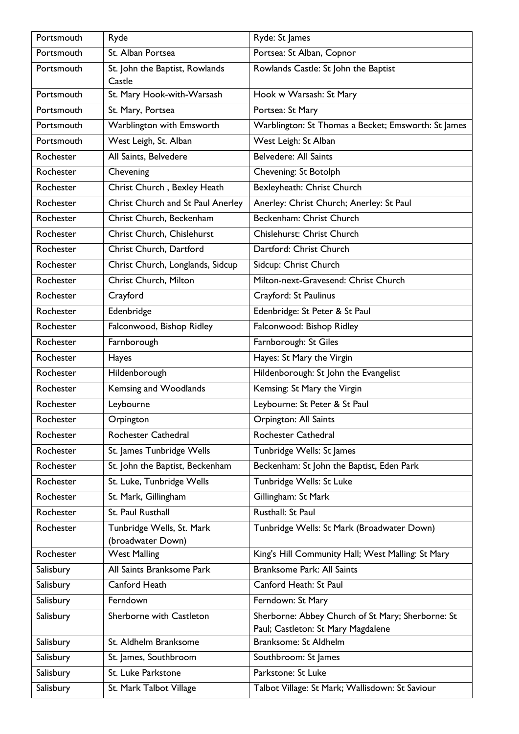| Portsmouth | Ryde | Ryde: St James |
|---|---|---|
| Portsmouth | St. Alban Portsea | Portsea: St Alban, Copnor |
| Portsmouth | St. John the Baptist, Rowlands Castle | Rowlands Castle: St John the Baptist |
| Portsmouth | St. Mary Hook-with-Warsash | Hook w Warsash: St Mary |
| Portsmouth | St. Mary, Portsea | Portsea: St Mary |
| Portsmouth | Warblington with Emsworth | Warblington: St Thomas a Becket; Emsworth: St James |
| Portsmouth | West Leigh, St. Alban | West Leigh: St Alban |
| Rochester | All Saints, Belvedere | Belvedere: All Saints |
| Rochester | Chevening | Chevening: St Botolph |
| Rochester | Christ Church , Bexley Heath | Bexleyheath: Christ Church |
| Rochester | Christ Church and St Paul Anerley | Anerley: Christ Church; Anerley: St Paul |
| Rochester | Christ Church, Beckenham | Beckenham: Christ Church |
| Rochester | Christ Church, Chislehurst | Chislehurst: Christ Church |
| Rochester | Christ Church, Dartford | Dartford: Christ Church |
| Rochester | Christ Church, Longlands, Sidcup | Sidcup: Christ Church |
| Rochester | Christ Church, Milton | Milton-next-Gravesend: Christ Church |
| Rochester | Crayford | Crayford: St Paulinus |
| Rochester | Edenbridge | Edenbridge: St Peter & St Paul |
| Rochester | Falconwood, Bishop Ridley | Falconwood: Bishop Ridley |
| Rochester | Farnborough | Farnborough: St Giles |
| Rochester | Hayes | Hayes: St Mary the Virgin |
| Rochester | Hildenborough | Hildenborough: St John the Evangelist |
| Rochester | Kemsing and Woodlands | Kemsing: St Mary the Virgin |
| Rochester | Leybourne | Leybourne: St Peter & St Paul |
| Rochester | Orpington | Orpington: All Saints |
| Rochester | Rochester Cathedral | Rochester Cathedral |
| Rochester | St. James Tunbridge Wells | Tunbridge Wells: St James |
| Rochester | St. John the Baptist, Beckenham | Beckenham: St John the Baptist, Eden Park |
| Rochester | St. Luke, Tunbridge Wells | Tunbridge Wells: St Luke |
| Rochester | St. Mark, Gillingham | Gillingham: St Mark |
| Rochester | St. Paul Rusthall | Rusthall: St Paul |
| Rochester | Tunbridge Wells, St. Mark (broadwater Down) | Tunbridge Wells: St Mark (Broadwater Down) |
| Rochester | West Malling | King's Hill Community Hall; West Malling: St Mary |
| Salisbury | All Saints Branksome Park | Branksome Park: All Saints |
| Salisbury | Canford Heath | Canford Heath: St Paul |
| Salisbury | Ferndown | Ferndown: St Mary |
| Salisbury | Sherborne with Castleton | Sherborne: Abbey Church of St Mary; Sherborne: St Paul; Castleton: St Mary Magdalene |
| Salisbury | St. Aldhelm Branksome | Branksome: St Aldhelm |
| Salisbury | St. James, Southbroom | Southbroom: St James |
| Salisbury | St. Luke Parkstone | Parkstone: St Luke |
| Salisbury | St. Mark Talbot Village | Talbot Village: St Mark; Wallisdown: St Saviour |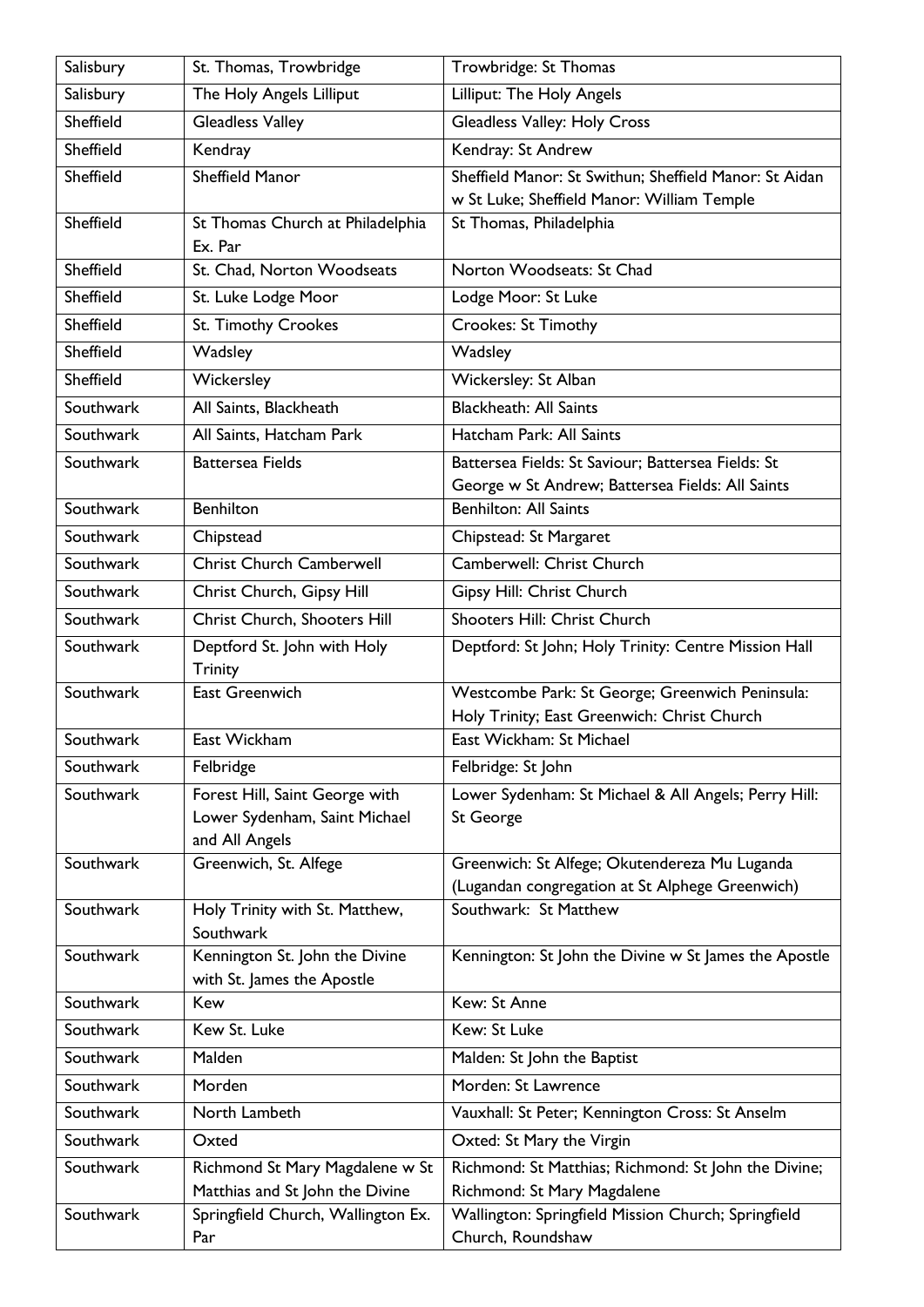| Salisbury | St. Thomas, Trowbridge | Trowbridge: St Thomas |
|---|---|---|
| Salisbury | The Holy Angels Lilliput | Lilliput: The Holy Angels |
| Sheffield | Gleadless Valley | Gleadless Valley: Holy Cross |
| Sheffield | Kendray | Kendray: St Andrew |
| Sheffield | Sheffield Manor | Sheffield Manor: St Swithun; Sheffield Manor: St Aidan w St Luke; Sheffield Manor: William Temple |
| Sheffield | St Thomas Church at Philadelphia Ex. Par | St Thomas, Philadelphia |
| Sheffield | St. Chad, Norton Woodseats | Norton Woodseats: St Chad |
| Sheffield | St. Luke Lodge Moor | Lodge Moor: St Luke |
| Sheffield | St. Timothy Crookes | Crookes: St Timothy |
| Sheffield | Wadsley | Wadsley |
| Sheffield | Wickersley | Wickersley: St Alban |
| Southwark | All Saints, Blackheath | Blackheath: All Saints |
| Southwark | All Saints, Hatcham Park | Hatcham Park: All Saints |
| Southwark | Battersea Fields | Battersea Fields: St Saviour; Battersea Fields: St George w St Andrew; Battersea Fields: All Saints |
| Southwark | Benhilton | Benhilton: All Saints |
| Southwark | Chipstead | Chipstead: St Margaret |
| Southwark | Christ Church Camberwell | Camberwell: Christ Church |
| Southwark | Christ Church, Gipsy Hill | Gipsy Hill: Christ Church |
| Southwark | Christ Church, Shooters Hill | Shooters Hill: Christ Church |
| Southwark | Deptford St. John with Holy Trinity | Deptford: St John; Holy Trinity: Centre Mission Hall |
| Southwark | East Greenwich | Westcombe Park: St George; Greenwich Peninsula: Holy Trinity; East Greenwich: Christ Church |
| Southwark | East Wickham | East Wickham: St Michael |
| Southwark | Felbridge | Felbridge: St John |
| Southwark | Forest Hill, Saint George with Lower Sydenham, Saint Michael and All Angels | Lower Sydenham: St Michael & All Angels; Perry Hill: St George |
| Southwark | Greenwich, St. Alfege | Greenwich: St Alfege; Okutendereza Mu Luganda (Lugandan congregation at St Alphege Greenwich) |
| Southwark | Holy Trinity with St. Matthew, Southwark | Southwark: St Matthew |
| Southwark | Kennington St. John the Divine with St. James the Apostle | Kennington: St John the Divine w St James the Apostle |
| Southwark | Kew | Kew: St Anne |
| Southwark | Kew St. Luke | Kew: St Luke |
| Southwark | Malden | Malden: St John the Baptist |
| Southwark | Morden | Morden: St Lawrence |
| Southwark | North Lambeth | Vauxhall: St Peter; Kennington Cross: St Anselm |
| Southwark | Oxted | Oxted: St Mary the Virgin |
| Southwark | Richmond St Mary Magdalene w St Matthias and St John the Divine | Richmond: St Matthias; Richmond: St John the Divine; Richmond: St Mary Magdalene |
| Southwark | Springfield Church, Wallington Ex. Par | Wallington: Springfield Mission Church; Springfield Church, Roundshaw |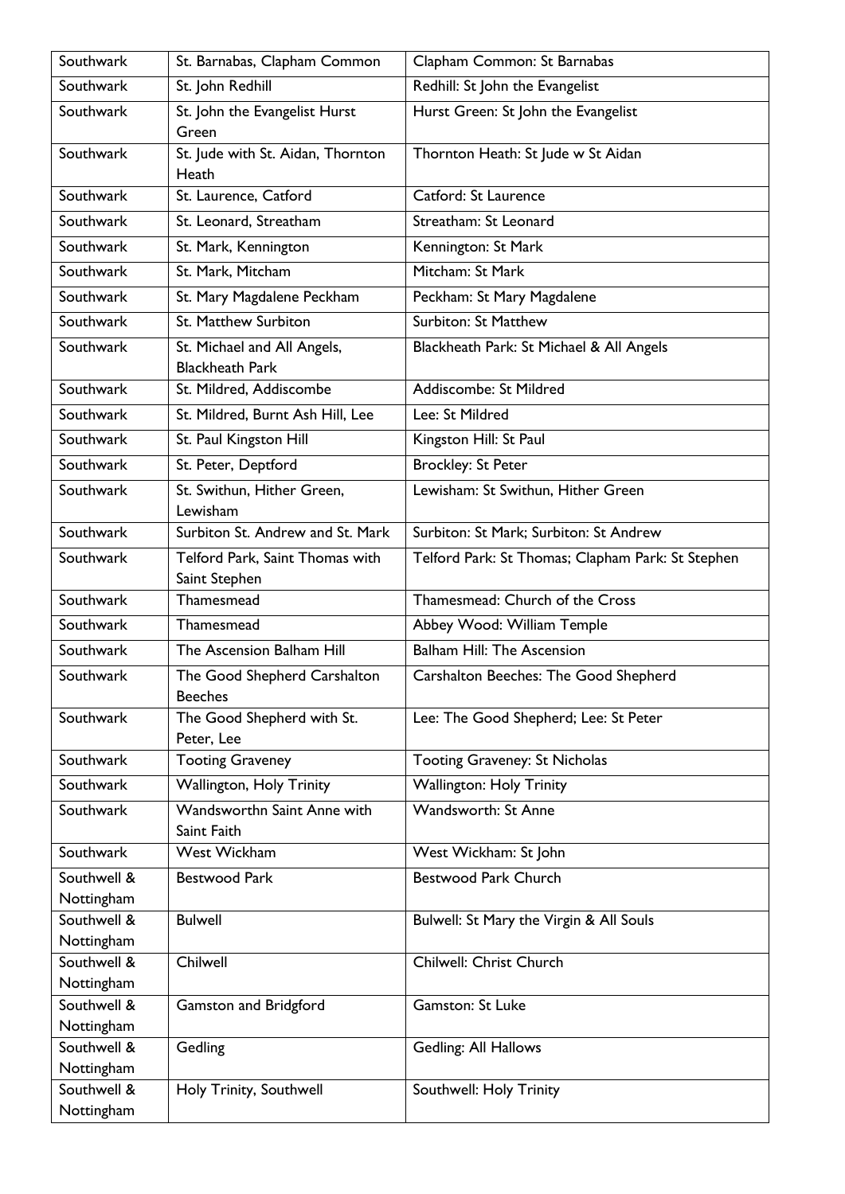| Southwark | St. Barnabas, Clapham Common | Clapham Common: St Barnabas |
|---|---|---|
| Southwark | St. John Redhill | Redhill: St John the Evangelist |
| Southwark | St. John the Evangelist Hurst Green | Hurst Green: St John the Evangelist |
| Southwark | St. Jude with St. Aidan, Thornton Heath | Thornton Heath: St Jude w St Aidan |
| Southwark | St. Laurence, Catford | Catford: St Laurence |
| Southwark | St. Leonard, Streatham | Streatham: St Leonard |
| Southwark | St. Mark, Kennington | Kennington: St Mark |
| Southwark | St. Mark, Mitcham | Mitcham: St Mark |
| Southwark | St. Mary Magdalene Peckham | Peckham: St Mary Magdalene |
| Southwark | St. Matthew Surbiton | Surbiton: St Matthew |
| Southwark | St. Michael and All Angels, Blackheath Park | Blackheath Park: St Michael & All Angels |
| Southwark | St. Mildred, Addiscombe | Addiscombe: St Mildred |
| Southwark | St. Mildred, Burnt Ash Hill, Lee | Lee: St Mildred |
| Southwark | St. Paul Kingston Hill | Kingston Hill: St Paul |
| Southwark | St. Peter, Deptford | Brockley: St Peter |
| Southwark | St. Swithun, Hither Green, Lewisham | Lewisham: St Swithun, Hither Green |
| Southwark | Surbiton St. Andrew and St. Mark | Surbiton: St Mark; Surbiton: St Andrew |
| Southwark | Telford Park, Saint Thomas with Saint Stephen | Telford Park: St Thomas; Clapham Park: St Stephen |
| Southwark | Thamesmead | Thamesmead: Church of the Cross |
| Southwark | Thamesmead | Abbey Wood: William Temple |
| Southwark | The Ascension Balham Hill | Balham Hill: The Ascension |
| Southwark | The Good Shepherd Carshalton Beeches | Carshalton Beeches: The Good Shepherd |
| Southwark | The Good Shepherd with St. Peter, Lee | Lee: The Good Shepherd; Lee: St Peter |
| Southwark | Tooting Graveney | Tooting Graveney: St Nicholas |
| Southwark | Wallington, Holy Trinity | Wallington: Holy Trinity |
| Southwark | Wandsworthn Saint Anne with Saint Faith | Wandsworth: St Anne |
| Southwark | West Wickham | West Wickham: St John |
| Southwell & Nottingham | Bestwood Park | Bestwood Park Church |
| Southwell & Nottingham | Bulwell | Bulwell: St Mary the Virgin & All Souls |
| Southwell & Nottingham | Chilwell | Chilwell: Christ Church |
| Southwell & Nottingham | Gamston and Bridgford | Gamston: St Luke |
| Southwell & Nottingham | Gedling | Gedling: All Hallows |
| Southwell & Nottingham | Holy Trinity, Southwell | Southwell: Holy Trinity |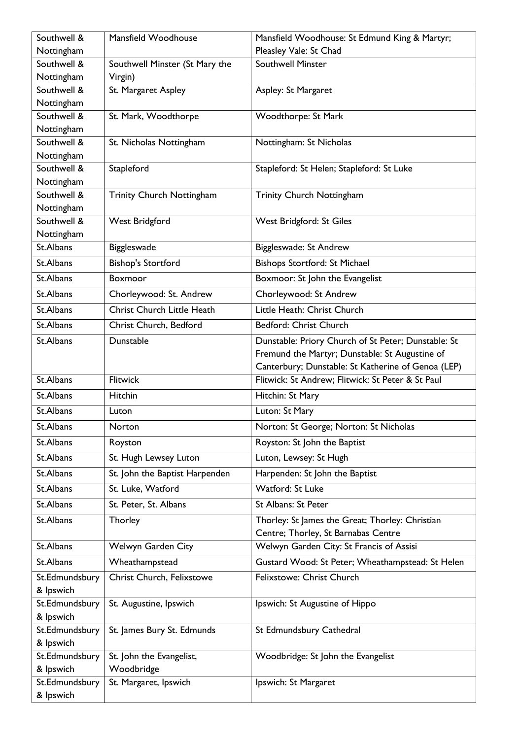| Southwell & Nottingham | Mansfield Woodhouse | Mansfield Woodhouse: St Edmund King & Martyr; Pleasley Vale: St Chad |
|---|---|---|
| Southwell & Nottingham | Southwell Minster (St Mary the Virgin) | Southwell Minster |
| Southwell & Nottingham | St. Margaret Aspley | Aspley: St Margaret |
| Southwell & Nottingham | St. Mark, Woodthorpe | Woodthorpe: St Mark |
| Southwell & Nottingham | St. Nicholas Nottingham | Nottingham: St Nicholas |
| Southwell & Nottingham | Stapleford | Stapleford: St Helen; Stapleford: St Luke |
| Southwell & Nottingham | Trinity Church Nottingham | Trinity Church Nottingham |
| Southwell & Nottingham | West Bridgford | West Bridgford: St Giles |
| St.Albans | Biggleswade | Biggleswade: St Andrew |
| St.Albans | Bishop's Stortford | Bishops Stortford: St Michael |
| St.Albans | Boxmoor | Boxmoor: St John the Evangelist |
| St.Albans | Chorleywood: St. Andrew | Chorleywood: St Andrew |
| St.Albans | Christ Church Little Heath | Little Heath: Christ Church |
| St.Albans | Christ Church, Bedford | Bedford: Christ Church |
| St.Albans | Dunstable | Dunstable: Priory Church of St Peter; Dunstable: St Fremund the Martyr; Dunstable: St Augustine of Canterbury; Dunstable: St Katherine of Genoa (LEP) |
| St.Albans | Flitwick | Flitwick: St Andrew; Flitwick: St Peter & St Paul |
| St.Albans | Hitchin | Hitchin: St Mary |
| St.Albans | Luton | Luton: St Mary |
| St.Albans | Norton | Norton: St George; Norton: St Nicholas |
| St.Albans | Royston | Royston: St John the Baptist |
| St.Albans | St. Hugh Lewsey Luton | Luton, Lewsey: St Hugh |
| St.Albans | St. John the Baptist Harpenden | Harpenden: St John the Baptist |
| St.Albans | St. Luke, Watford | Watford: St Luke |
| St.Albans | St. Peter, St. Albans | St Albans: St Peter |
| St.Albans | Thorley | Thorley: St James the Great; Thorley: Christian Centre; Thorley, St Barnabas Centre |
| St.Albans | Welwyn Garden City | Welwyn Garden City: St Francis of Assisi |
| St.Albans | Wheathampstead | Gustard Wood: St Peter; Wheathampstead: St Helen |
| St.Edmundsbury & Ipswich | Christ Church, Felixstowe | Felixstowe: Christ Church |
| St.Edmundsbury & Ipswich | St. Augustine, Ipswich | Ipswich: St Augustine of Hippo |
| St.Edmundsbury & Ipswich | St. James Bury St. Edmunds | St Edmundsbury Cathedral |
| St.Edmundsbury & Ipswich | St. John the Evangelist, Woodbridge | Woodbridge: St John the Evangelist |
| St.Edmundsbury & Ipswich | St. Margaret, Ipswich | Ipswich: St Margaret |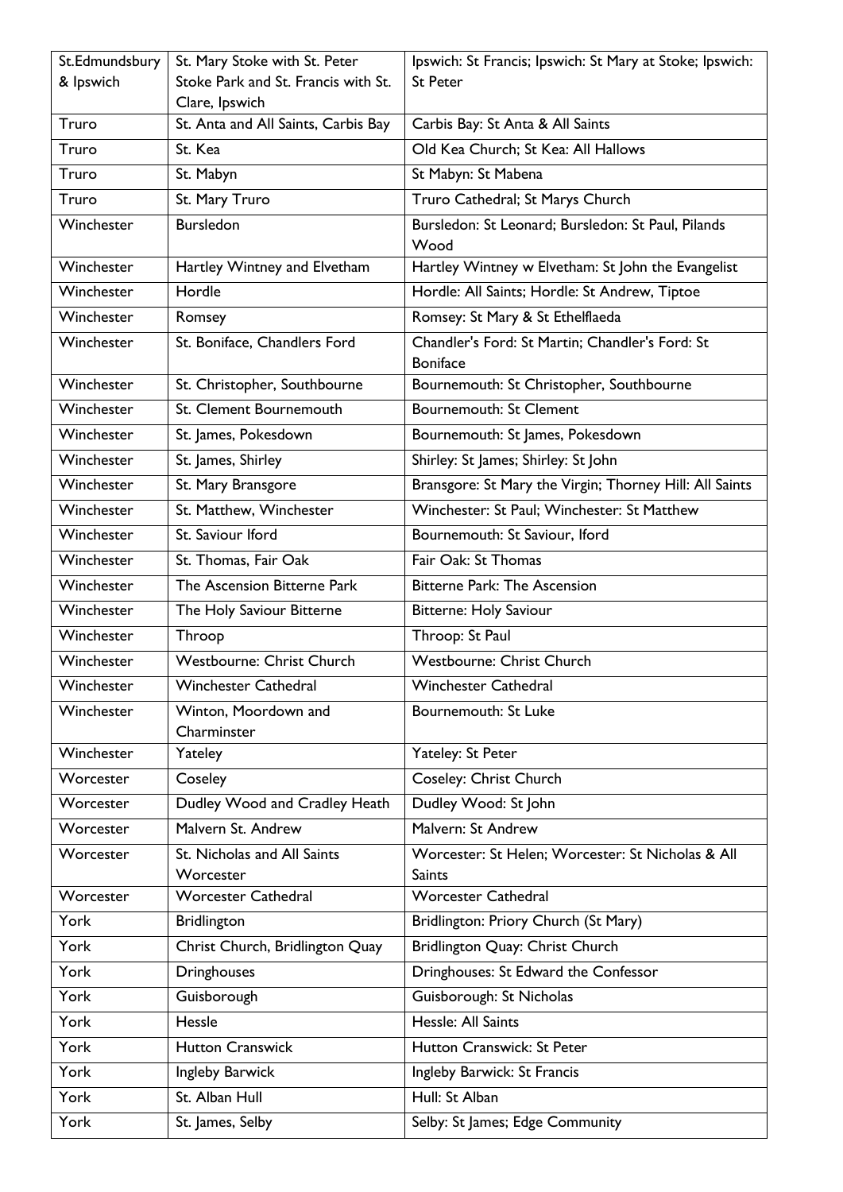| St.Edmundsbury & Ipswich | St. Mary Stoke with St. Peter Stoke Park and St. Francis with St. Clare, Ipswich | Ipswich: St Francis; Ipswich: St Mary at Stoke; Ipswich: St Peter |
|---|---|---|
| Truro | St. Anta and All Saints, Carbis Bay | Carbis Bay: St Anta & All Saints |
| Truro | St. Kea | Old Kea Church; St Kea: All Hallows |
| Truro | St. Mabyn | St Mabyn: St Mabena |
| Truro | St. Mary Truro | Truro Cathedral; St Marys Church |
| Winchester | Bursledon | Bursledon: St Leonard; Bursledon: St Paul, Pilands Wood |
| Winchester | Hartley Wintney and Elvetham | Hartley Wintney w Elvetham: St John the Evangelist |
| Winchester | Hordle | Hordle: All Saints; Hordle: St Andrew, Tiptoe |
| Winchester | Romsey | Romsey: St Mary & St Ethelflaeda |
| Winchester | St. Boniface, Chandlers Ford | Chandler's Ford: St Martin; Chandler's Ford: St Boniface |
| Winchester | St. Christopher, Southbourne | Bournemouth: St Christopher, Southbourne |
| Winchester | St. Clement Bournemouth | Bournemouth: St Clement |
| Winchester | St. James, Pokesdown | Bournemouth: St James, Pokesdown |
| Winchester | St. James, Shirley | Shirley: St James; Shirley: St John |
| Winchester | St. Mary Bransgore | Bransgore: St Mary the Virgin; Thorney Hill: All Saints |
| Winchester | St. Matthew, Winchester | Winchester: St Paul; Winchester: St Matthew |
| Winchester | St. Saviour Iford | Bournemouth: St Saviour, Iford |
| Winchester | St. Thomas, Fair Oak | Fair Oak: St Thomas |
| Winchester | The Ascension Bitterne Park | Bitterne Park: The Ascension |
| Winchester | The Holy Saviour Bitterne | Bitterne: Holy Saviour |
| Winchester | Throop | Throop: St Paul |
| Winchester | Westbourne: Christ Church | Westbourne: Christ Church |
| Winchester | Winchester Cathedral | Winchester Cathedral |
| Winchester | Winton, Moordown and Charminster | Bournemouth: St Luke |
| Winchester | Yateley | Yateley: St Peter |
| Worcester | Coseley | Coseley: Christ Church |
| Worcester | Dudley Wood and Cradley Heath | Dudley Wood: St John |
| Worcester | Malvern St. Andrew | Malvern: St Andrew |
| Worcester | St. Nicholas and All Saints Worcester | Worcester: St Helen; Worcester: St Nicholas & All Saints |
| Worcester | Worcester Cathedral | Worcester Cathedral |
| York | Bridlington | Bridlington: Priory Church (St Mary) |
| York | Christ Church, Bridlington Quay | Bridlington Quay: Christ Church |
| York | Dringhouses | Dringhouses: St Edward the Confessor |
| York | Guisborough | Guisborough: St Nicholas |
| York | Hessle | Hessle: All Saints |
| York | Hutton Cranswick | Hutton Cranswick: St Peter |
| York | Ingleby Barwick | Ingleby Barwick: St Francis |
| York | St. Alban Hull | Hull: St Alban |
| York | St. James, Selby | Selby: St James; Edge Community |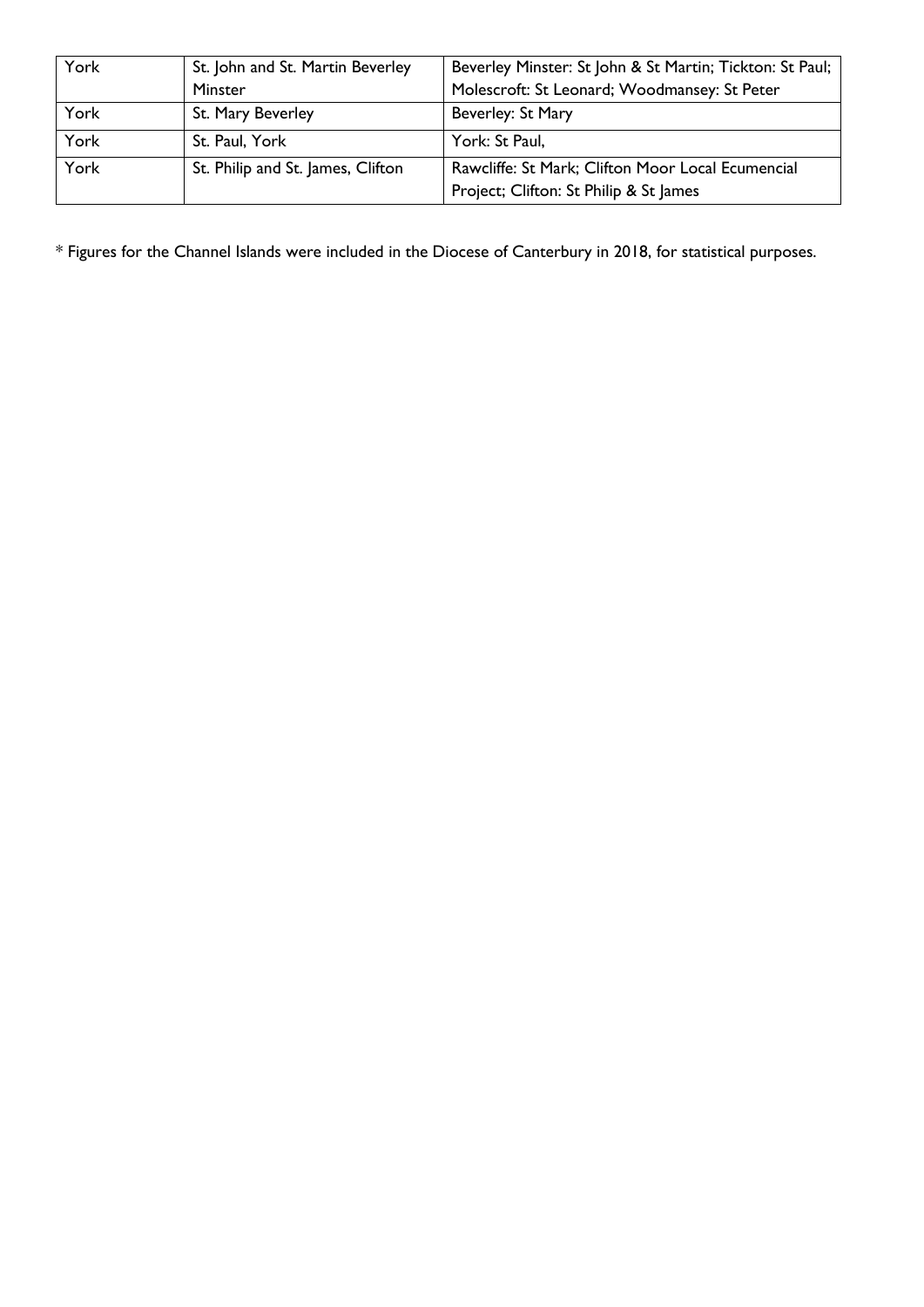| | | |
|---|---|---|
| York | St. John and St. Martin Beverley Minster | Beverley Minster: St John & St Martin; Tickton: St Paul; Molescroft: St Leonard; Woodmansey: St Peter |
| York | St. Mary Beverley | Beverley: St Mary |
| York | St. Paul, York | York: St Paul, |
| York | St. Philip and St. James, Clifton | Rawcliffe: St Mark; Clifton Moor Local Ecumencial Project; Clifton: St Philip & St James |

* Figures for the Channel Islands were included in the Diocese of Canterbury in 2018, for statistical purposes.